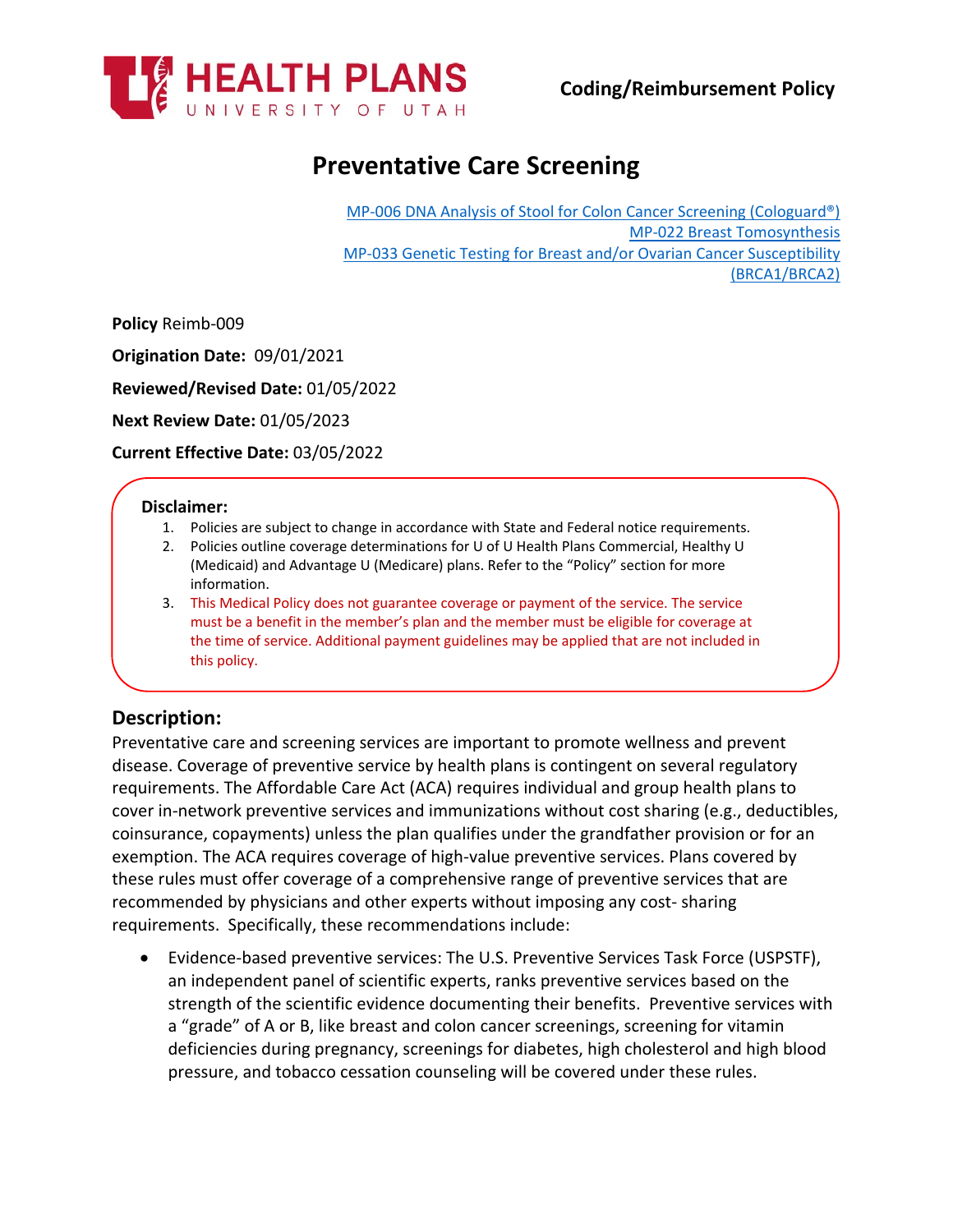HEALTH PLANS
UNIVERSITY OF UTAH

**Coding/Reimbursement Policy**

# Preventative Care Screening

[MP-006 DNA Analysis of Stool for Colon Cancer Screening (Cologuard®)](#)
[MP-022 Breast Tomosynthesis](#)
[MP-033 Genetic Testing for Breast and/or Ovarian Cancer Susceptibility (BRCA1/BRCA2)](#)

**Policy** Reimb-009

**Origination Date:** 09/01/2021

**Reviewed/Revised Date:** 01/05/2022

**Next Review Date:** 01/05/2023

**Current Effective Date:** 03/05/2022

**Disclaimer:**

1. Policies are subject to change in accordance with State and Federal notice requirements.
2. Policies outline coverage determinations for U of U Health Plans Commercial, Healthy U (Medicaid) and Advantage U (Medicare) plans. Refer to the "Policy" section for more information.
3. This Medical Policy does not guarantee coverage or payment of the service. The service must be a benefit in the member's plan and the member must be eligible for coverage at the time of service. Additional payment guidelines may be applied that are not included in this policy.

## Description:

Preventative care and screening services are important to promote wellness and prevent disease. Coverage of preventive service by health plans is contingent on several regulatory requirements. The Affordable Care Act (ACA) requires individual and group health plans to cover in-network preventive services and immunizations without cost sharing (e.g., deductibles, coinsurance, copayments) unless the plan qualifies under the grandfather provision or for an exemption. The ACA requires coverage of high-value preventive services. Plans covered by these rules must offer coverage of a comprehensive range of preventive services that are recommended by physicians and other experts without imposing any cost- sharing requirements. Specifically, these recommendations include:

- Evidence-based preventive services: The U.S. Preventive Services Task Force (USPSTF), an independent panel of scientific experts, ranks preventive services based on the strength of the scientific evidence documenting their benefits. Preventive services with a "grade" of A or B, like breast and colon cancer screenings, screening for vitamin deficiencies during pregnancy, screenings for diabetes, high cholesterol and high blood pressure, and tobacco cessation counseling will be covered under these rules.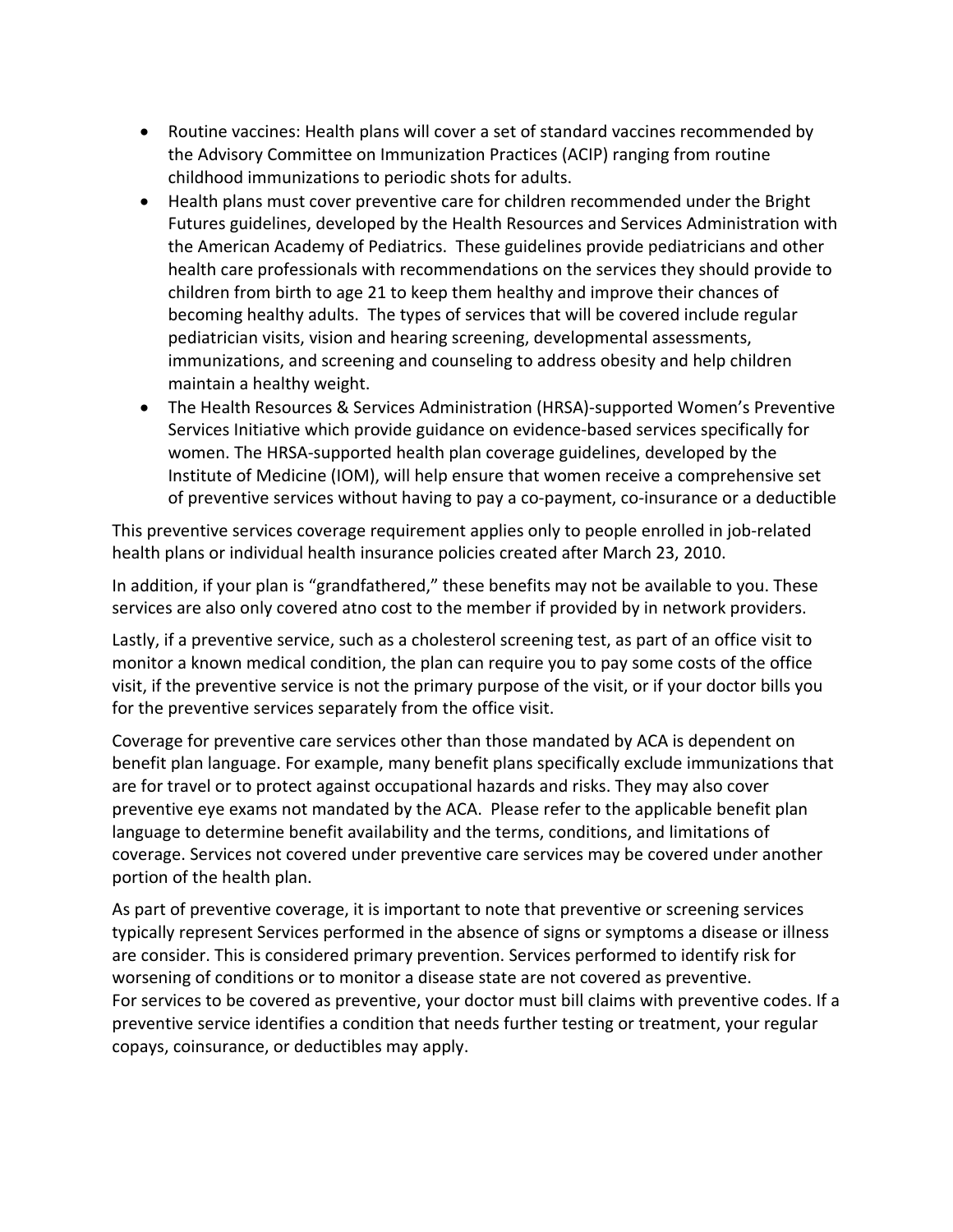- Routine vaccines: Health plans will cover a set of standard vaccines recommended by the Advisory Committee on Immunization Practices (ACIP) ranging from routine childhood immunizations to periodic shots for adults.
- Health plans must cover preventive care for children recommended under the Bright Futures guidelines, developed by the Health Resources and Services Administration with the American Academy of Pediatrics. These guidelines provide pediatricians and other health care professionals with recommendations on the services they should provide to children from birth to age 21 to keep them healthy and improve their chances of becoming healthy adults. The types of services that will be covered include regular pediatrician visits, vision and hearing screening, developmental assessments, immunizations, and screening and counseling to address obesity and help children maintain a healthy weight.
- The Health Resources & Services Administration (HRSA)-supported Women's Preventive Services Initiative which provide guidance on evidence-based services specifically for women. The HRSA-supported health plan coverage guidelines, developed by the Institute of Medicine (IOM), will help ensure that women receive a comprehensive set of preventive services without having to pay a co-payment, co-insurance or a deductible

This preventive services coverage requirement applies only to people enrolled in job-related health plans or individual health insurance policies created after March 23, 2010.

In addition, if your plan is "grandfathered," these benefits may not be available to you. These services are also only covered atno cost to the member if provided by in network providers.

Lastly, if a preventive service, such as a cholesterol screening test, as part of an office visit to monitor a known medical condition, the plan can require you to pay some costs of the office visit, if the preventive service is not the primary purpose of the visit, or if your doctor bills you for the preventive services separately from the office visit.

Coverage for preventive care services other than those mandated by ACA is dependent on benefit plan language. For example, many benefit plans specifically exclude immunizations that are for travel or to protect against occupational hazards and risks. They may also cover preventive eye exams not mandated by the ACA. Please refer to the applicable benefit plan language to determine benefit availability and the terms, conditions, and limitations of coverage. Services not covered under preventive care services may be covered under another portion of the health plan.

As part of preventive coverage, it is important to note that preventive or screening services typically represent Services performed in the absence of signs or symptoms a disease or illness are consider. This is considered primary prevention. Services performed to identify risk for worsening of conditions or to monitor a disease state are not covered as preventive.
For services to be covered as preventive, your doctor must bill claims with preventive codes. If a preventive service identifies a condition that needs further testing or treatment, your regular copays, coinsurance, or deductibles may apply.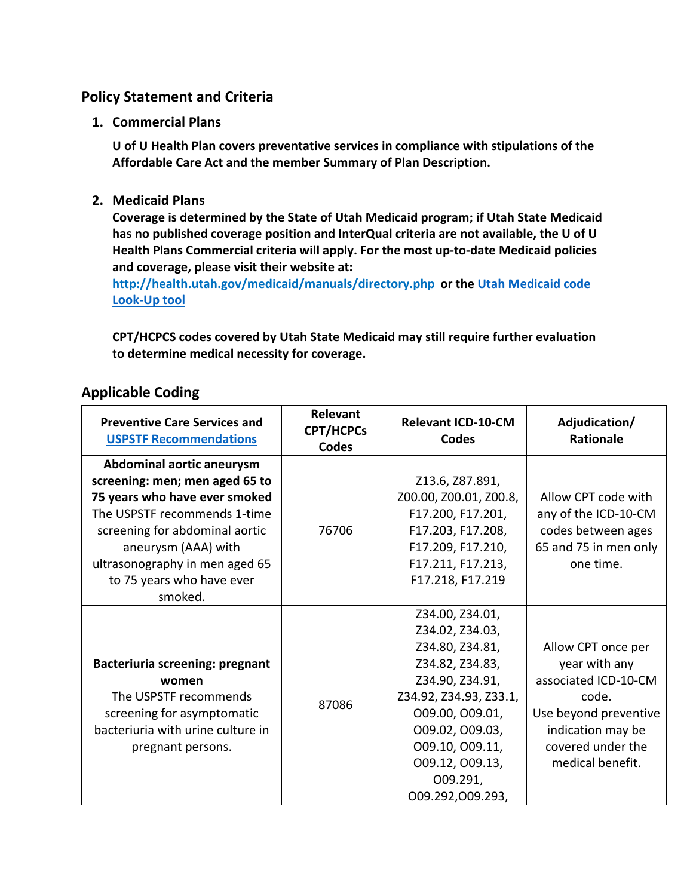## Policy Statement and Criteria

1. **Commercial Plans**

   **U of U Health Plan covers preventative services in compliance with stipulations of the Affordable Care Act and the member Summary of Plan Description.**

2. **Medicaid Plans**

   **Coverage is determined by the State of Utah Medicaid program; if Utah State Medicaid has no published coverage position and InterQual criteria are not available, the U of U Health Plans Commercial criteria will apply. For the most up-to-date Medicaid policies and coverage, please visit their website at: [http://health.utah.gov/medicaid/manuals/directory.php](http://health.utah.gov/medicaid/manuals/directory.php) or the Utah Medicaid code Look-Up tool**

   **CPT/HCPCS codes covered by Utah State Medicaid may still require further evaluation to determine medical necessity for coverage.**

## Applicable Coding

| Preventive Care Services and USPSTF Recommendations | Relevant CPT/HCPCs Codes | Relevant ICD-10-CM Codes | Adjudication/ Rationale |
|---|---|---|---|
| **Abdominal aortic aneurysm screening: men; men aged 65 to 75 years who have ever smoked** The USPSTF recommends 1-time screening for abdominal aortic aneurysm (AAA) with ultrasonography in men aged 65 to 75 years who have ever smoked. | 76706 | Z13.6, Z87.891, Z00.00, Z00.01, Z00.8, F17.200, F17.201, F17.203, F17.208, F17.209, F17.210, F17.211, F17.213, F17.218, F17.219 | Allow CPT code with any of the ICD-10-CM codes between ages 65 and 75 in men only one time. |
| **Bacteriuria screening: pregnant women** The USPSTF recommends screening for asymptomatic bacteriuria with urine culture in pregnant persons. | 87086 | Z34.00, Z34.01, Z34.02, Z34.03, Z34.80, Z34.81, Z34.82, Z34.83, Z34.90, Z34.91, Z34.92, Z34.93, Z33.1, O09.00, O09.01, O09.02, O09.03, O09.10, O09.11, O09.12, O09.13, O09.291, O09.292,O09.293, | Allow CPT once per year with any associated ICD-10-CM code. Use beyond preventive indication may be covered under the medical benefit. |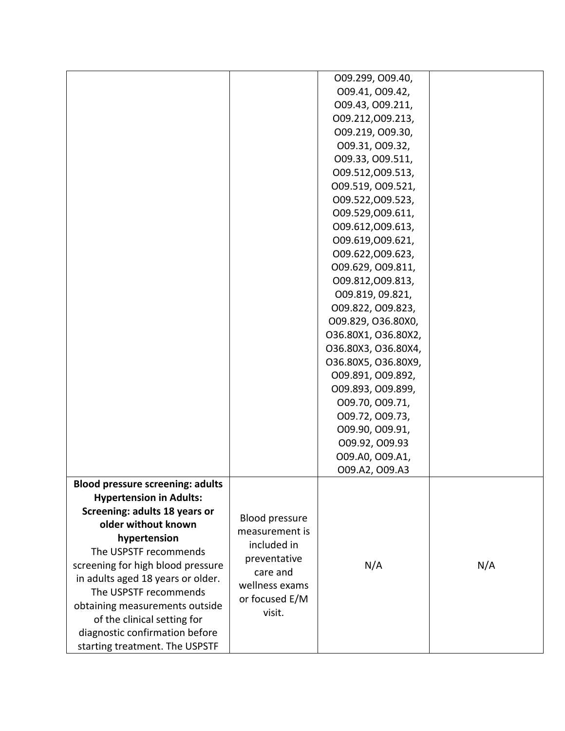| | | | |
|---|---|---|---|
| | | O09.299, O09.40, O09.41, O09.42, O09.43, O09.211, O09.212,O09.213, O09.219, O09.30, O09.31, O09.32, O09.33, O09.511, O09.512,O09.513, O09.519, O09.521, O09.522,O09.523, O09.529,O09.611, O09.612,O09.613, O09.619,O09.621, O09.622,O09.623, O09.629, O09.811, O09.812,O09.813, O09.819, 09.821, O09.822, O09.823, O09.829, O36.80X0, O36.80X1, O36.80X2, O36.80X3, O36.80X4, O36.80X5, O36.80X9, O09.891, O09.892, O09.893, O09.899, O09.70, O09.71, O09.72, O09.73, O09.90, O09.91, O09.92, O09.93 O09.A0, O09.A1, O09.A2, O09.A3 | |
| **Blood pressure screening: adults Hypertension in Adults: Screening: adults 18 years or older without known hypertension** The USPSTF recommends screening for high blood pressure in adults aged 18 years or older. The USPSTF recommends obtaining measurements outside of the clinical setting for diagnostic confirmation before starting treatment. The USPSTF | Blood pressure measurement is included in preventative care and wellness exams or focused E/M visit. | N/A | N/A |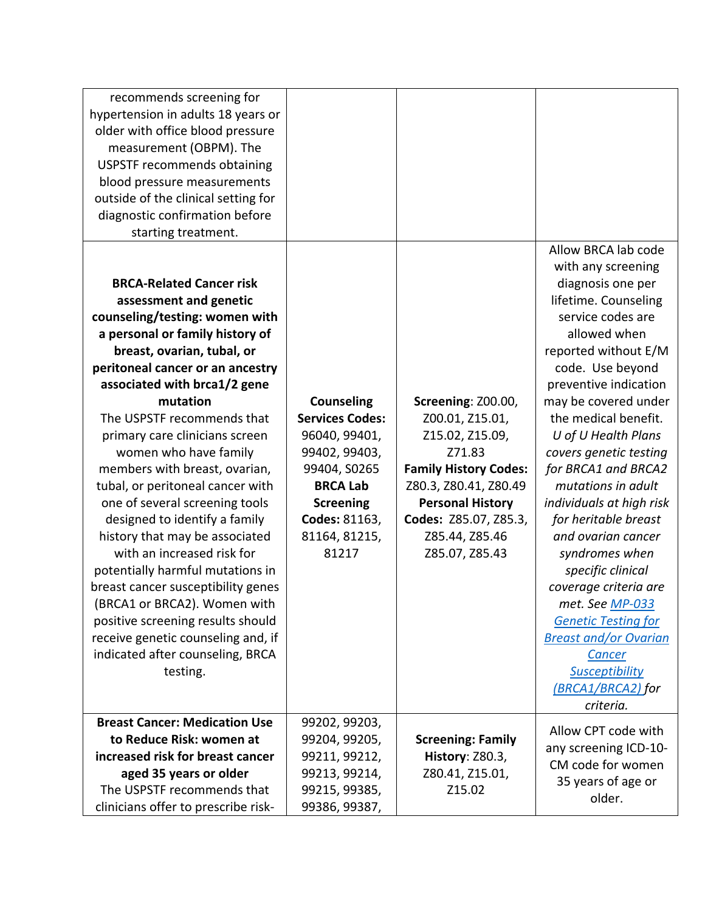| | | | |
|---|---|---|---|
| recommends screening for hypertension in adults 18 years or older with office blood pressure measurement (OBPM). The USPSTF recommends obtaining blood pressure measurements outside of the clinical setting for diagnostic confirmation before starting treatment. | | | |
| **BRCA-Related Cancer risk assessment and genetic counseling/testing: women with a personal or family history of breast, ovarian, tubal, or peritoneal cancer or an ancestry associated with brca1/2 gene mutation** The USPSTF recommends that primary care clinicians screen women who have family members with breast, ovarian, tubal, or peritoneal cancer with one of several screening tools designed to identify a family history that may be associated with an increased risk for potentially harmful mutations in breast cancer susceptibility genes (BRCA1 or BRCA2). Women with positive screening results should receive genetic counseling and, if indicated after counseling, BRCA testing. | **Counseling Services Codes:** 96040, 99401, 99402, 99403, 99404, S0265 **BRCA Lab Screening Codes:** 81163, 81164, 81215, 81217 | **Screening**: Z00.00, Z00.01, Z15.01, Z15.02, Z15.09, Z71.83 **Family History Codes:** Z80.3, Z80.41, Z80.49 **Personal History Codes:** Z85.07, Z85.3, Z85.44, Z85.46 Z85.07, Z85.43 | Allow BRCA lab code with any screening diagnosis one per lifetime. Counseling service codes are allowed when reported without E/M code. Use beyond preventive indication may be covered under the medical benefit. *U of U Health Plans covers genetic testing for BRCA1 and BRCA2 mutations in adult individuals at high risk for heritable breast and ovarian cancer syndromes when specific clinical coverage criteria are met. See [MP-033 Genetic Testing for Breast and/or Ovarian Cancer Susceptibility (BRCA1/BRCA2)] for criteria.* |
| **Breast Cancer: Medication Use to Reduce Risk: women at increased risk for breast cancer aged 35 years or older** The USPSTF recommends that clinicians offer to prescribe risk- | 99202, 99203, 99204, 99205, 99211, 99212, 99213, 99214, 99215, 99385, 99386, 99387, | **Screening: Family History**: Z80.3, Z80.41, Z15.01, Z15.02 | Allow CPT code with any screening ICD-10-CM code for women 35 years of age or older. |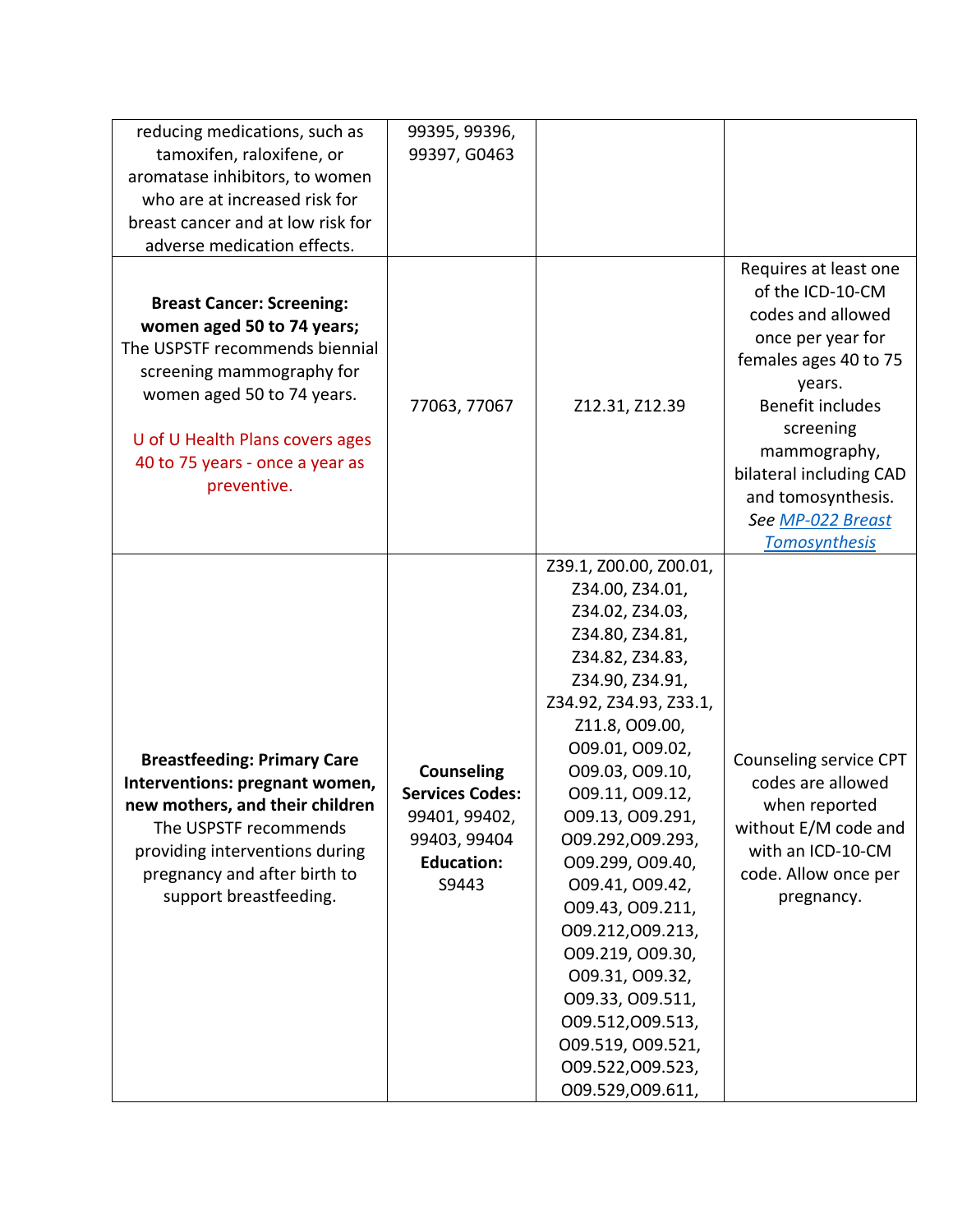| | | | |
|---|---|---|---|
| reducing medications, such as tamoxifen, raloxifene, or aromatase inhibitors, to women who are at increased risk for breast cancer and at low risk for adverse medication effects. | 99395, 99396, 99397, G0463 | | |
| **Breast Cancer: Screening: women aged 50 to 74 years;** The USPSTF recommends biennial screening mammography for women aged 50 to 74 years.<br><br>U of U Health Plans covers ages 40 to 75 years - once a year as preventive. | 77063, 77067 | Z12.31, Z12.39 | Requires at least one of the ICD-10-CM codes and allowed once per year for females ages 40 to 75 years.<br>Benefit includes screening mammography, bilateral including CAD and tomosynthesis.<br>*See MP-022 Breast Tomosynthesis* |
| **Breastfeeding: Primary Care Interventions: pregnant women, new mothers, and their children** The USPSTF recommends providing interventions during pregnancy and after birth to support breastfeeding. | **Counseling Services Codes:** 99401, 99402, 99403, 99404 **Education:** S9443 | Z39.1, Z00.00, Z00.01, Z34.00, Z34.01, Z34.02, Z34.03, Z34.80, Z34.81, Z34.82, Z34.83, Z34.90, Z34.91, Z34.92, Z34.93, Z33.1, Z11.8, O09.00, O09.01, O09.02, O09.03, O09.10, O09.11, O09.12, O09.13, O09.291, O09.292,O09.293, O09.299, O09.40, O09.41, O09.42, O09.43, O09.211, O09.212,O09.213, O09.219, O09.30, O09.31, O09.32, O09.33, O09.511, O09.512,O09.513, O09.519, O09.521, O09.522,O09.523, O09.529,O09.611, | Counseling service CPT codes are allowed when reported without E/M code and with an ICD-10-CM code. Allow once per pregnancy. |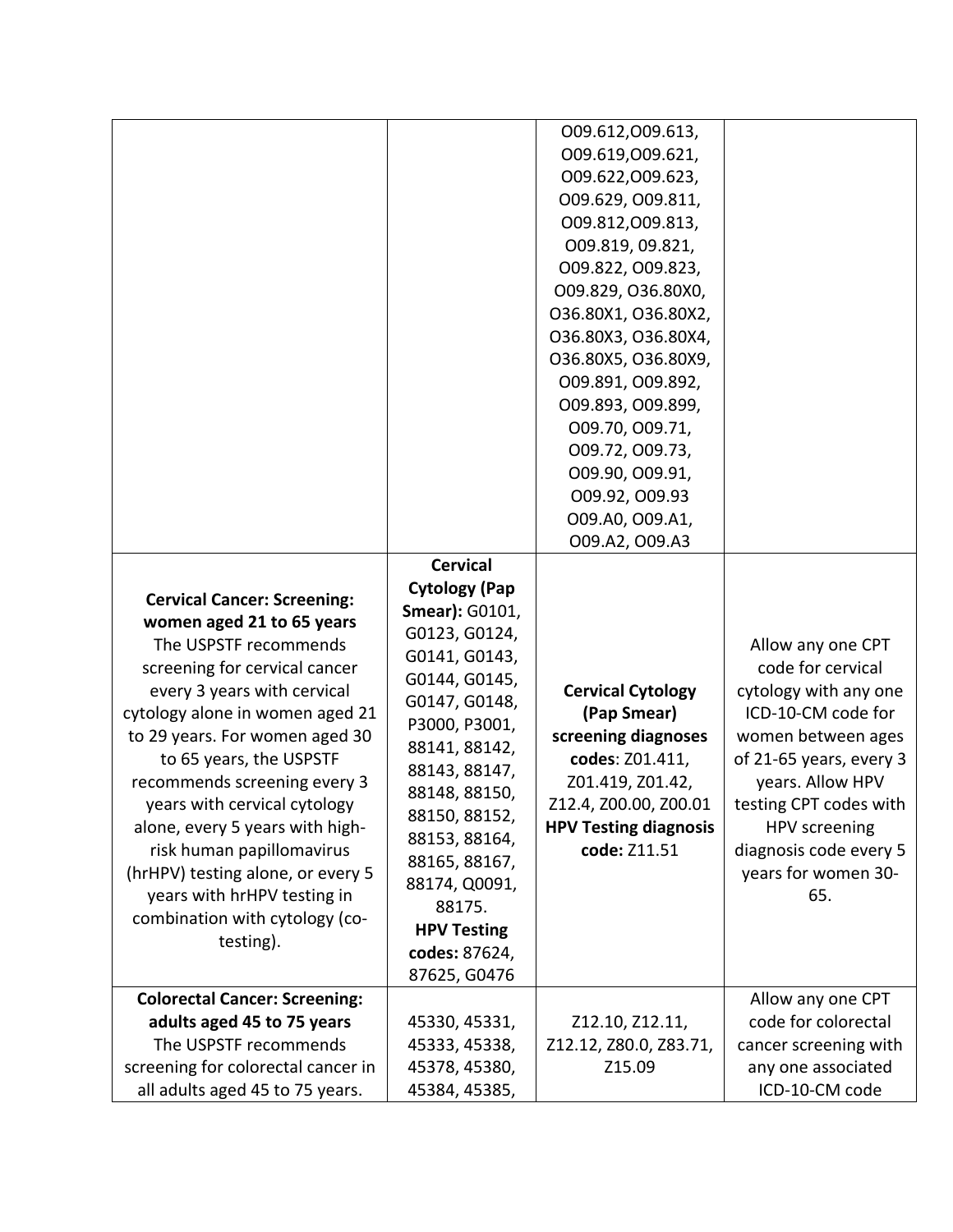| | | | |
|---|---|---|---|
| | | O09.612,O09.613, O09.619,O09.621, O09.622,O09.623, O09.629, O09.811, O09.812,O09.813, O09.819, 09.821, O09.822, O09.823, O09.829, O36.80X0, O36.80X1, O36.80X2, O36.80X3, O36.80X4, O36.80X5, O36.80X9, O09.891, O09.892, O09.893, O09.899, O09.70, O09.71, O09.72, O09.73, O09.90, O09.91, O09.92, O09.93 O09.A0, O09.A1, O09.A2, O09.A3 | |
| **Cervical Cancer: Screening: women aged 21 to 65 years** The USPSTF recommends screening for cervical cancer every 3 years with cervical cytology alone in women aged 21 to 29 years. For women aged 30 to 65 years, the USPSTF recommends screening every 3 years with cervical cytology alone, every 5 years with high-risk human papillomavirus (hrHPV) testing alone, or every 5 years with hrHPV testing in combination with cytology (co-testing). | **Cervical Cytology (Pap Smear):** G0101, G0123, G0124, G0141, G0143, G0144, G0145, G0147, G0148, P3000, P3001, 88141, 88142, 88143, 88147, 88148, 88150, 88150, 88152, 88153, 88164, 88165, 88167, 88174, Q0091, 88175. **HPV Testing codes:** 87624, 87625, G0476 | **Cervical Cytology (Pap Smear) screening diagnoses codes**: Z01.411, Z01.419, Z01.42, Z12.4, Z00.00, Z00.01 **HPV Testing diagnosis code:** Z11.51 | Allow any one CPT code for cervical cytology with any one ICD-10-CM code for women between ages of 21-65 years, every 3 years. Allow HPV testing CPT codes with HPV screening diagnosis code every 5 years for women 30-65. |
| **Colorectal Cancer: Screening: adults aged 45 to 75 years** The USPSTF recommends screening for colorectal cancer in all adults aged 45 to 75 years. | 45330, 45331, 45333, 45338, 45378, 45380, 45384, 45385, | Z12.10, Z12.11, Z12.12, Z80.0, Z83.71, Z15.09 | Allow any one CPT code for colorectal cancer screening with any one associated ICD-10-CM code |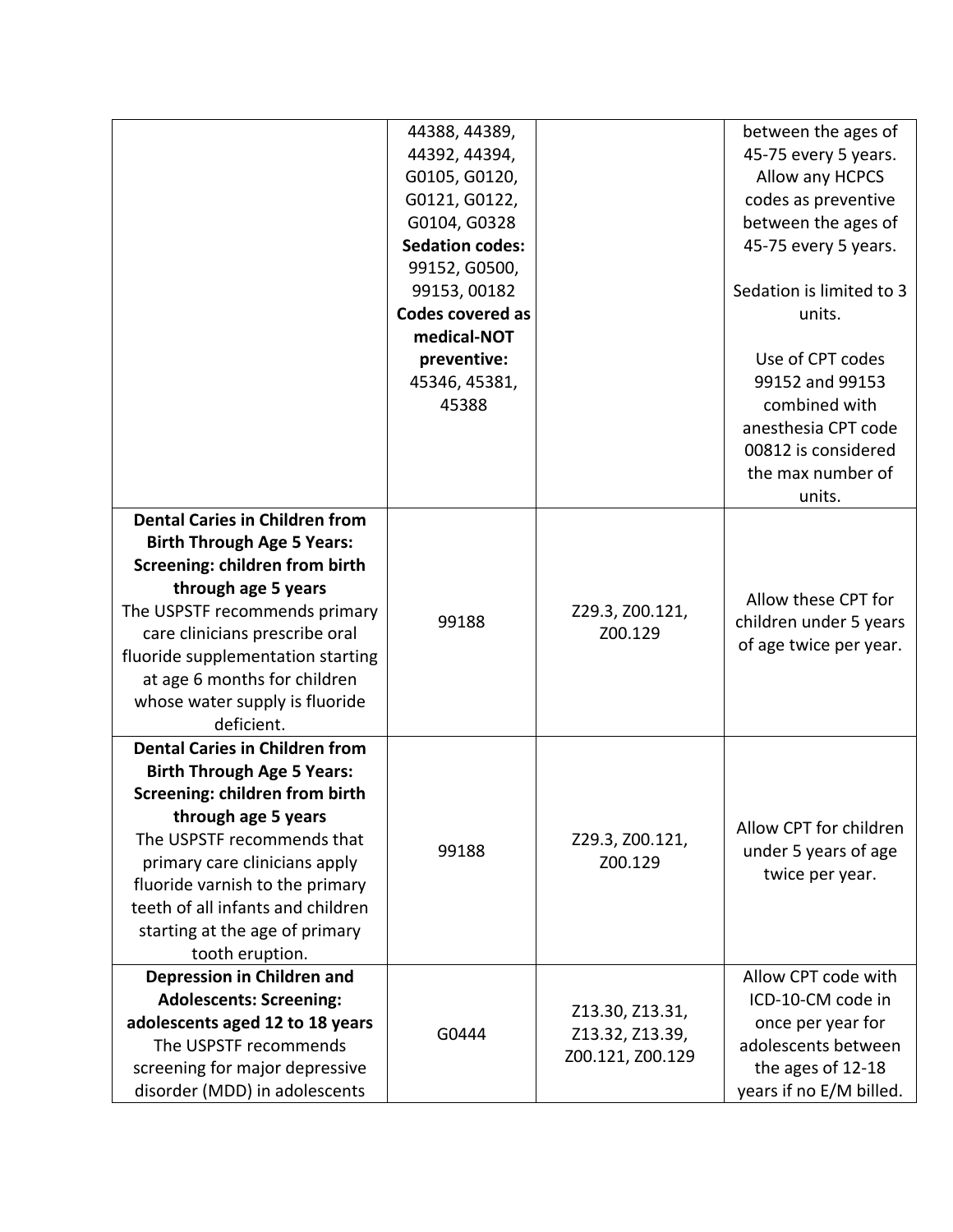| | | | |
|---|---|---|---|
| | 44388, 44389, 44392, 44394, G0105, G0120, G0121, G0122, G0104, G0328 **Sedation codes:** 99152, G0500, 99153, 00182 **Codes covered as medical-NOT preventive:** 45346, 45381, 45388 | | between the ages of 45-75 every 5 years. Allow any HCPCS codes as preventive between the ages of 45-75 every 5 years. Sedation is limited to 3 units. Use of CPT codes 99152 and 99153 combined with anesthesia CPT code 00812 is considered the max number of units. |
| **Dental Caries in Children from Birth Through Age 5 Years: Screening: children from birth through age 5 years** The USPSTF recommends primary care clinicians prescribe oral fluoride supplementation starting at age 6 months for children whose water supply is fluoride deficient. | 99188 | Z29.3, Z00.121, Z00.129 | Allow these CPT for children under 5 years of age twice per year. |
| **Dental Caries in Children from Birth Through Age 5 Years: Screening: children from birth through age 5 years** The USPSTF recommends that primary care clinicians apply fluoride varnish to the primary teeth of all infants and children starting at the age of primary tooth eruption. | 99188 | Z29.3, Z00.121, Z00.129 | Allow CPT for children under 5 years of age twice per year. |
| **Depression in Children and Adolescents: Screening: adolescents aged 12 to 18 years** The USPSTF recommends screening for major depressive disorder (MDD) in adolescents | G0444 | Z13.30, Z13.31, Z13.32, Z13.39, Z00.121, Z00.129 | Allow CPT code with ICD-10-CM code in once per year for adolescents between the ages of 12-18 years if no E/M billed. |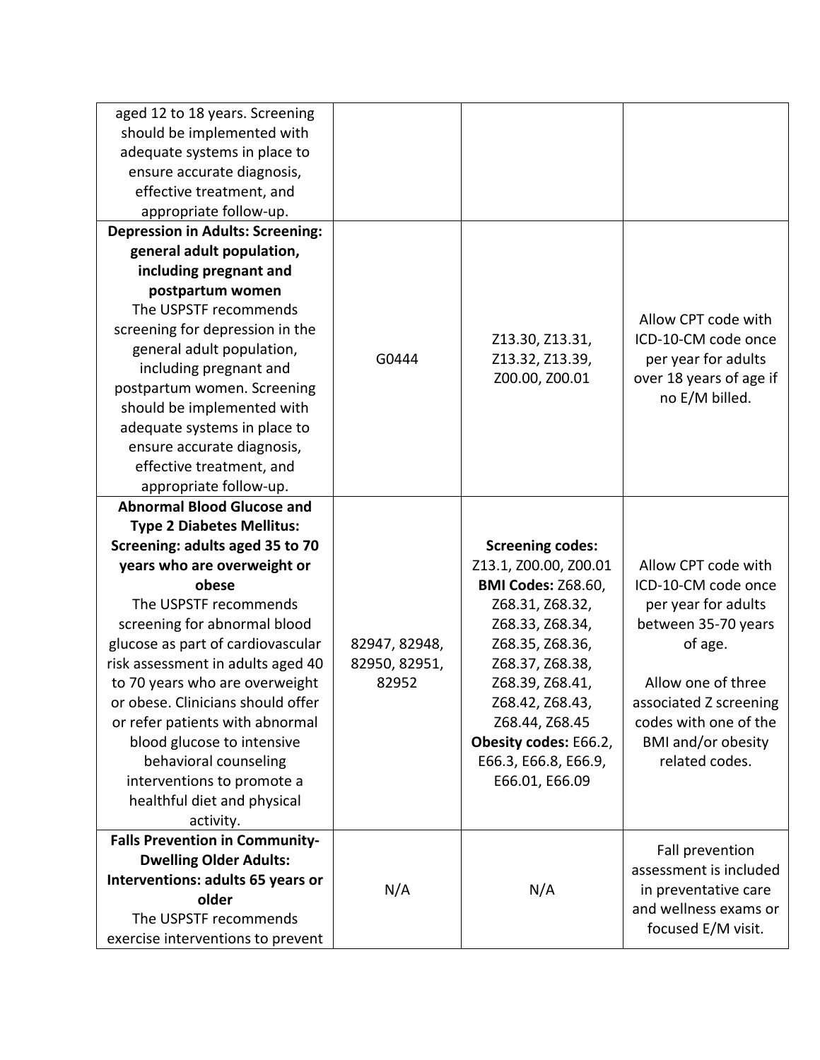| | | | |
|---|---|---|---|
| aged 12 to 18 years. Screening should be implemented with adequate systems in place to ensure accurate diagnosis, effective treatment, and appropriate follow-up. | | | |
| **Depression in Adults: Screening: general adult population, including pregnant and postpartum women** The USPSTF recommends screening for depression in the general adult population, including pregnant and postpartum women. Screening should be implemented with adequate systems in place to ensure accurate diagnosis, effective treatment, and appropriate follow-up. | G0444 | Z13.30, Z13.31, Z13.32, Z13.39, Z00.00, Z00.01 | Allow CPT code with ICD-10-CM code once per year for adults over 18 years of age if no E/M billed. |
| **Abnormal Blood Glucose and Type 2 Diabetes Mellitus: Screening: adults aged 35 to 70 years who are overweight or obese** The USPSTF recommends screening for abnormal blood glucose as part of cardiovascular risk assessment in adults aged 40 to 70 years who are overweight or obese. Clinicians should offer or refer patients with abnormal blood glucose to intensive behavioral counseling interventions to promote a healthful diet and physical activity. | 82947, 82948, 82950, 82951, 82952 | **Screening codes:** Z13.1, Z00.00, Z00.01 **BMI Codes:** Z68.60, Z68.31, Z68.32, Z68.33, Z68.34, Z68.35, Z68.36, Z68.37, Z68.38, Z68.39, Z68.41, Z68.42, Z68.43, Z68.44, Z68.45 **Obesity codes:** E66.2, E66.3, E66.8, E66.9, E66.01, E66.09 | Allow CPT code with ICD-10-CM code once per year for adults between 35-70 years of age. Allow one of three associated Z screening codes with one of the BMI and/or obesity related codes. |
| **Falls Prevention in Community-Dwelling Older Adults: Interventions: adults 65 years or older** The USPSTF recommends exercise interventions to prevent | N/A | N/A | Fall prevention assessment is included in preventative care and wellness exams or focused E/M visit. |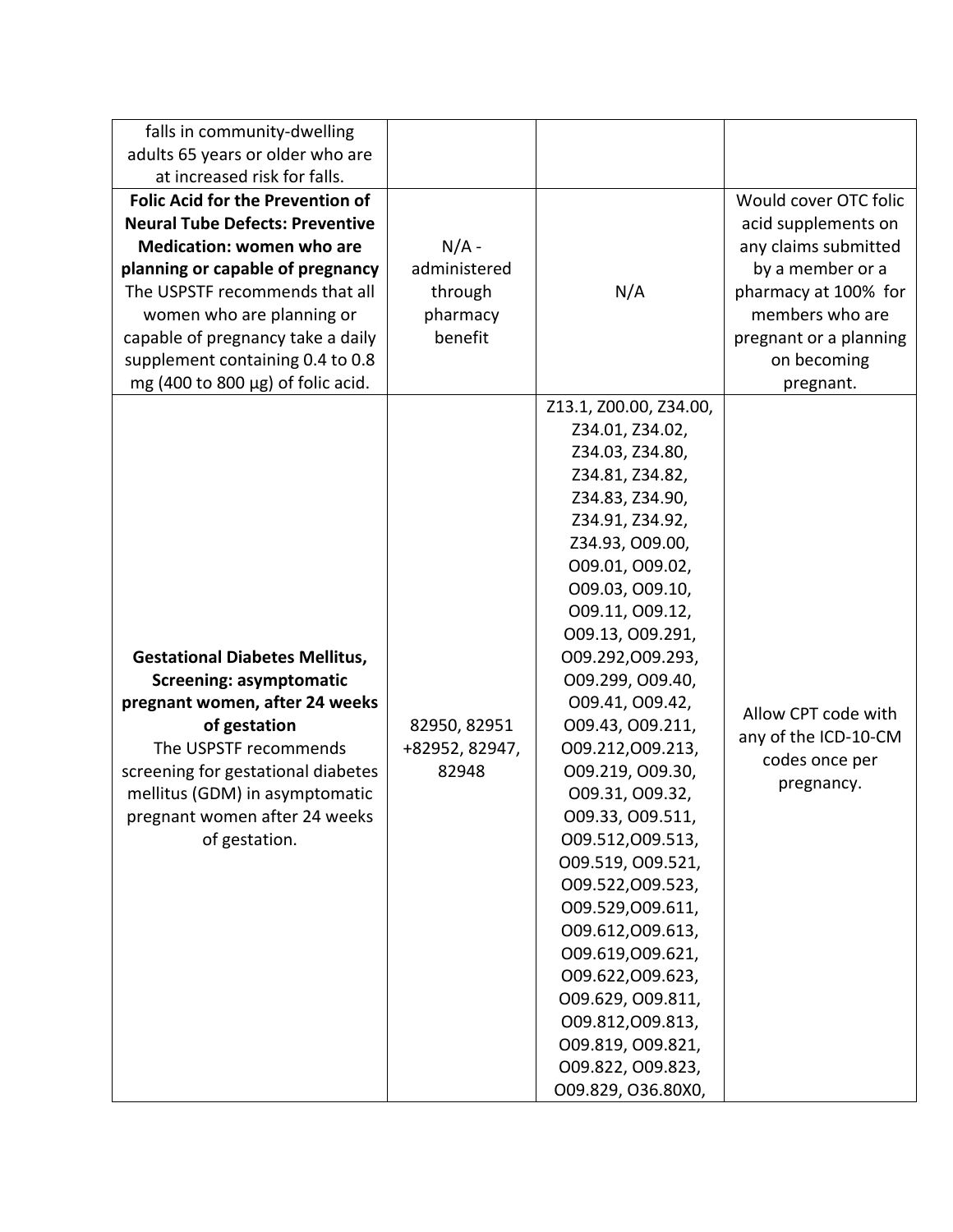| | | | |
|---|---|---|---|
| falls in community-dwelling adults 65 years or older who are at increased risk for falls. | | | |
| **Folic Acid for the Prevention of Neural Tube Defects: Preventive Medication: women who are planning or capable of pregnancy** The USPSTF recommends that all women who are planning or capable of pregnancy take a daily supplement containing 0.4 to 0.8 mg (400 to 800 µg) of folic acid. | N/A - administered through pharmacy benefit | N/A | Would cover OTC folic acid supplements on any claims submitted by a member or a pharmacy at 100% for members who are pregnant or a planning on becoming pregnant. |
| **Gestational Diabetes Mellitus, Screening: asymptomatic pregnant women, after 24 weeks of gestation** The USPSTF recommends screening for gestational diabetes mellitus (GDM) in asymptomatic pregnant women after 24 weeks of gestation. | 82950, 82951 +82952, 82947, 82948 | Z13.1, Z00.00, Z34.00, Z34.01, Z34.02, Z34.03, Z34.80, Z34.81, Z34.82, Z34.83, Z34.90, Z34.91, Z34.92, Z34.93, O09.00, O09.01, O09.02, O09.03, O09.10, O09.11, O09.12, O09.13, O09.291, O09.292,O09.293, O09.299, O09.40, O09.41, O09.42, O09.43, O09.211, O09.212,O09.213, O09.219, O09.30, O09.31, O09.32, O09.33, O09.511, O09.512,O09.513, O09.519, O09.521, O09.522,O09.523, O09.529,O09.611, O09.612,O09.613, O09.619,O09.621, O09.622,O09.623, O09.629, O09.811, O09.812,O09.813, O09.819, O09.821, O09.822, O09.823, O09.829, O36.80X0, | Allow CPT code with any of the ICD-10-CM codes once per pregnancy. |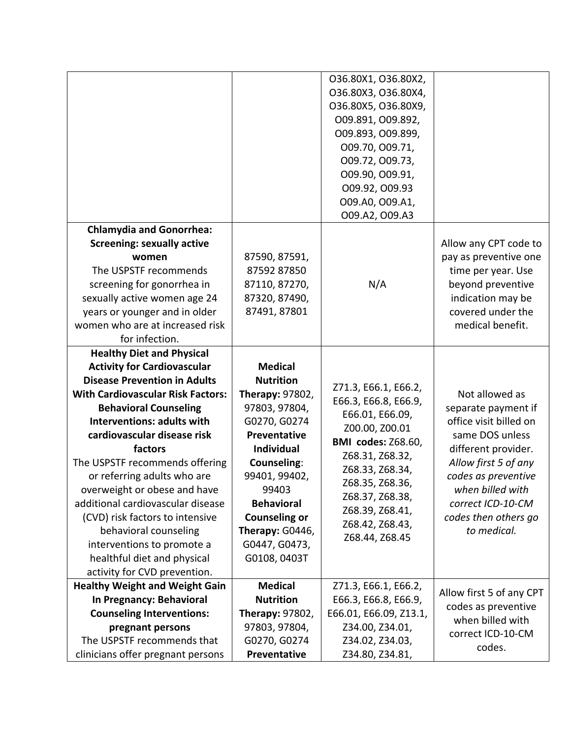| | | O36.80X1, O36.80X2, O36.80X3, O36.80X4, O36.80X5, O36.80X9, O09.891, O09.892, O09.893, O09.899, O09.70, O09.71, O09.72, O09.73, O09.90, O09.91, O09.92, O09.93 O09.A0, O09.A1, O09.A2, O09.A3 | |
|---|---|---|---|
| **Chlamydia and Gonorrhea: Screening: sexually active women** The USPSTF recommends screening for gonorrhea in sexually active women age 24 years or younger and in older women who are at increased risk for infection. | 87590, 87591, 87592 87850 87110, 87270, 87320, 87490, 87491, 87801 | N/A | Allow any CPT code to pay as preventive one time per year. Use beyond preventive indication may be covered under the medical benefit. |
| **Healthy Diet and Physical Activity for Cardiovascular Disease Prevention in Adults With Cardiovascular Risk Factors: Behavioral Counseling Interventions: adults with cardiovascular disease risk factors** The USPSTF recommends offering or referring adults who are overweight or obese and have additional cardiovascular disease (CVD) risk factors to intensive behavioral counseling interventions to promote a healthful diet and physical activity for CVD prevention. | **Medical Nutrition Therapy:** 97802, 97803, 97804, G0270, G0274 **Preventative Individual Counseling**: 99401, 99402, 99403 **Behavioral Counseling or Therapy:** G0446, G0447, G0473, G0108, 0403T | Z71.3, E66.1, E66.2, E66.3, E66.8, E66.9, E66.01, E66.09, Z00.00, Z00.01 **BMI codes:** Z68.60, Z68.31, Z68.32, Z68.33, Z68.34, Z68.35, Z68.36, Z68.37, Z68.38, Z68.39, Z68.41, Z68.42, Z68.43, Z68.44, Z68.45 | Not allowed as separate payment if office visit billed on same DOS unless different provider. *Allow first 5 of any codes as preventive when billed with correct ICD-10-CM codes then others go to medical.* |
| **Healthy Weight and Weight Gain In Pregnancy: Behavioral Counseling Interventions: pregnant persons** The USPSTF recommends that clinicians offer pregnant persons | **Medical Nutrition Therapy:** 97802, 97803, 97804, G0270, G0274 **Preventative** | Z71.3, E66.1, E66.2, E66.3, E66.8, E66.9, E66.01, E66.09, Z13.1, Z34.00, Z34.01, Z34.02, Z34.03, Z34.80, Z34.81, | Allow first 5 of any CPT codes as preventive when billed with correct ICD-10-CM codes. |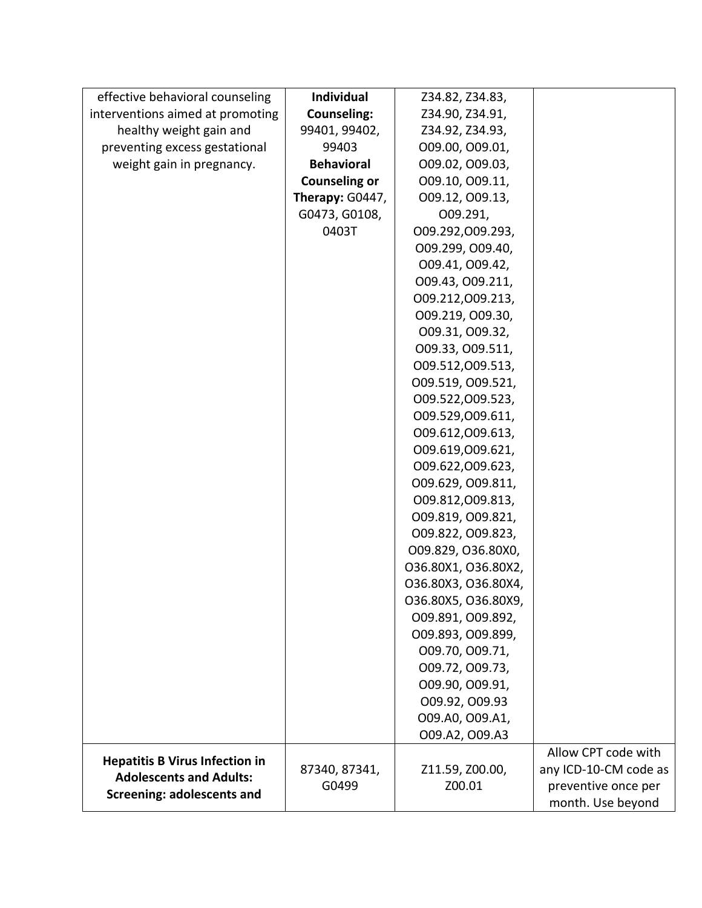| | | | |
|---|---|---|---|
| effective behavioral counseling interventions aimed at promoting healthy weight gain and preventing excess gestational weight gain in pregnancy. | **Individual Counseling:** 99401, 99402, 99403 **Behavioral Counseling or Therapy:** G0447, G0473, G0108, 0403T | Z34.82, Z34.83, Z34.90, Z34.91, Z34.92, Z34.93, O09.00, O09.01, O09.02, O09.03, O09.10, O09.11, O09.12, O09.13, O09.291, O09.292,O09.293, O09.299, O09.40, O09.41, O09.42, O09.43, O09.211, O09.212,O09.213, O09.219, O09.30, O09.31, O09.32, O09.33, O09.511, O09.512,O09.513, O09.519, O09.521, O09.522,O09.523, O09.529,O09.611, O09.612,O09.613, O09.619,O09.621, O09.622,O09.623, O09.629, O09.811, O09.812,O09.813, O09.819, O09.821, O09.822, O09.823, O09.829, O36.80X0, O36.80X1, O36.80X2, O36.80X3, O36.80X4, O36.80X5, O36.80X9, O09.891, O09.892, O09.893, O09.899, O09.70, O09.71, O09.72, O09.73, O09.90, O09.91, O09.92, O09.93 O09.A0, O09.A1, O09.A2, O09.A3 | |
| **Hepatitis B Virus Infection in Adolescents and Adults: Screening: adolescents and** | 87340, 87341, G0499 | Z11.59, Z00.00, Z00.01 | Allow CPT code with any ICD-10-CM code as preventive once per month. Use beyond |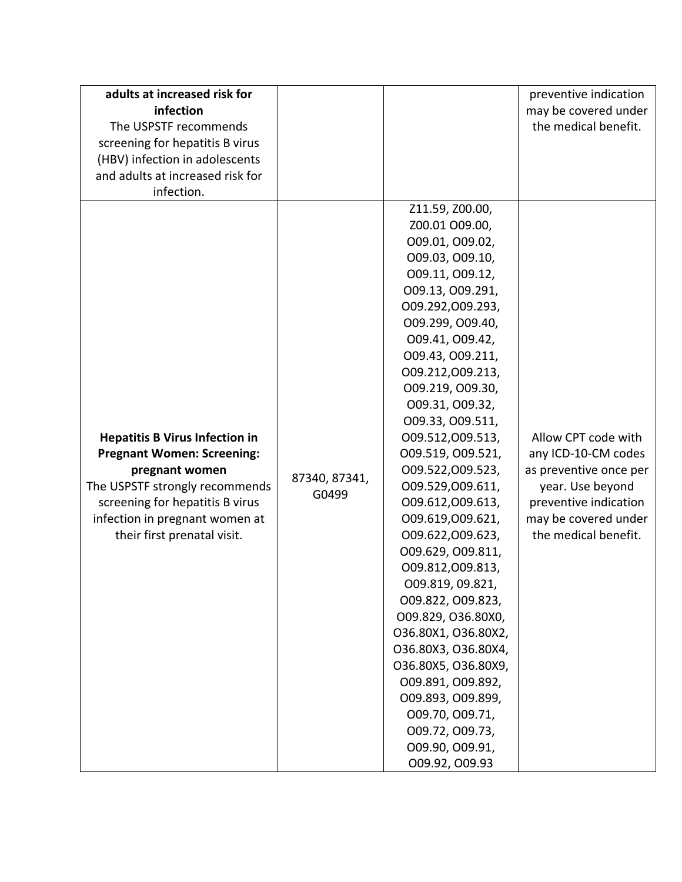| | | | |
|---|---|---|---|
| **adults at increased risk for infection** The USPSTF recommends screening for hepatitis B virus (HBV) infection in adolescents and adults at increased risk for infection. | | | preventive indication may be covered under the medical benefit. |
| **Hepatitis B Virus Infection in Pregnant Women: Screening: pregnant women** The USPSTF strongly recommends screening for hepatitis B virus infection in pregnant women at their first prenatal visit. | 87340, 87341, G0499 | Z11.59, Z00.00, Z00.01 O09.00, O09.01, O09.02, O09.03, O09.10, O09.11, O09.12, O09.13, O09.291, O09.292,O09.293, O09.299, O09.40, O09.41, O09.42, O09.43, O09.211, O09.212,O09.213, O09.219, O09.30, O09.31, O09.32, O09.33, O09.511, O09.512,O09.513, O09.519, O09.521, O09.522,O09.523, O09.529,O09.611, O09.612,O09.613, O09.619,O09.621, O09.622,O09.623, O09.629, O09.811, O09.812,O09.813, O09.819, 09.821, O09.822, O09.823, O09.829, O36.80X0, O36.80X1, O36.80X2, O36.80X3, O36.80X4, O36.80X5, O36.80X9, O09.891, O09.892, O09.893, O09.899, O09.70, O09.71, O09.72, O09.73, O09.90, O09.91, O09.92, O09.93 | Allow CPT code with any ICD-10-CM codes as preventive once per year. Use beyond preventive indication may be covered under the medical benefit. |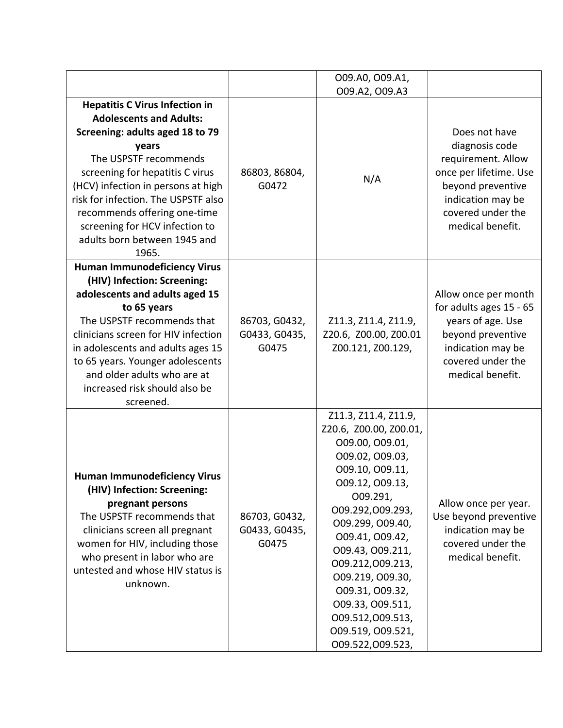| | | | |
|---|---|---|---|
| | | O09.A0, O09.A1, O09.A2, O09.A3 | |
| **Hepatitis C Virus Infection in Adolescents and Adults: Screening: adults aged 18 to 79 years** The USPSTF recommends screening for hepatitis C virus (HCV) infection in persons at high risk for infection. The USPSTF also recommends offering one-time screening for HCV infection to adults born between 1945 and 1965. | 86803, 86804, G0472 | N/A | Does not have diagnosis code requirement. Allow once per lifetime. Use beyond preventive indication may be covered under the medical benefit. |
| **Human Immunodeficiency Virus (HIV) Infection: Screening: adolescents and adults aged 15 to 65 years** The USPSTF recommends that clinicians screen for HIV infection in adolescents and adults ages 15 to 65 years. Younger adolescents and older adults who are at increased risk should also be screened. | 86703, G0432, G0433, G0435, G0475 | Z11.3, Z11.4, Z11.9, Z20.6, Z00.00, Z00.01 Z00.121, Z00.129, | Allow once per month for adults ages 15 - 65 years of age. Use beyond preventive indication may be covered under the medical benefit. |
| **Human Immunodeficiency Virus (HIV) Infection: Screening: pregnant persons** The USPSTF recommends that clinicians screen all pregnant women for HIV, including those who present in labor who are untested and whose HIV status is unknown. | 86703, G0432, G0433, G0435, G0475 | Z11.3, Z11.4, Z11.9, Z20.6, Z00.00, Z00.01, O09.00, O09.01, O09.02, O09.03, O09.10, O09.11, O09.12, O09.13, O09.291, O09.292,O09.293, O09.299, O09.40, O09.41, O09.42, O09.43, O09.211, O09.212,O09.213, O09.219, O09.30, O09.31, O09.32, O09.33, O09.511, O09.512,O09.513, O09.519, O09.521, O09.522,O09.523, | Allow once per year. Use beyond preventive indication may be covered under the medical benefit. |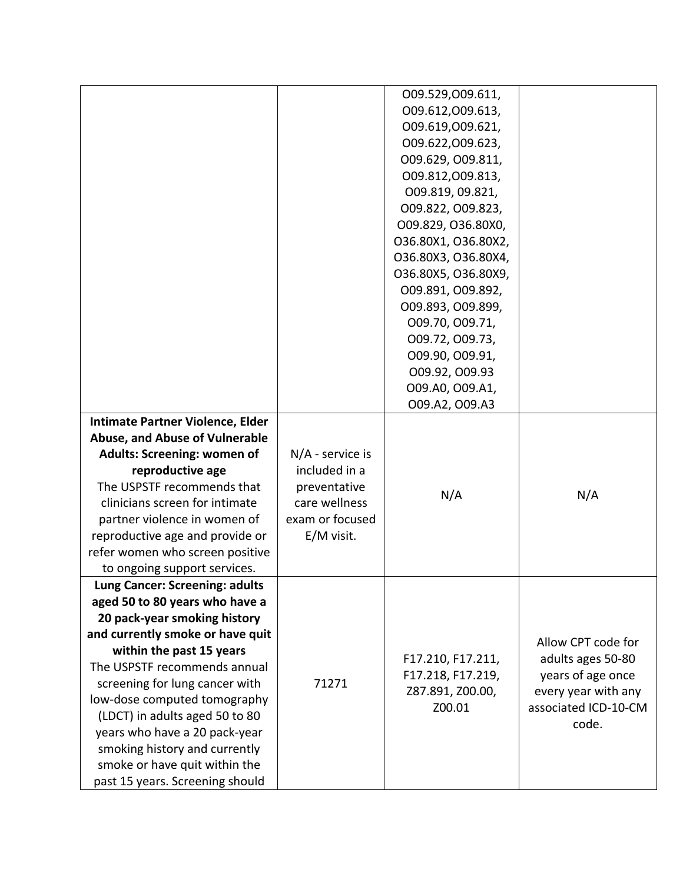| | | | |
|---|---|---|---|
| | | O09.529,O09.611, O09.612,O09.613, O09.619,O09.621, O09.622,O09.623, O09.629, O09.811, O09.812,O09.813, O09.819, 09.821, O09.822, O09.823, O09.829, O36.80X0, O36.80X1, O36.80X2, O36.80X3, O36.80X4, O36.80X5, O36.80X9, O09.891, O09.892, O09.893, O09.899, O09.70, O09.71, O09.72, O09.73, O09.90, O09.91, O09.92, O09.93 O09.A0, O09.A1, O09.A2, O09.A3 | |
| **Intimate Partner Violence, Elder Abuse, and Abuse of Vulnerable Adults: Screening: women of reproductive age** The USPSTF recommends that clinicians screen for intimate partner violence in women of reproductive age and provide or refer women who screen positive to ongoing support services. | N/A - service is included in a preventative care wellness exam or focused E/M visit. | N/A | N/A |
| **Lung Cancer: Screening: adults aged 50 to 80 years who have a 20 pack-year smoking history and currently smoke or have quit within the past 15 years** The USPSTF recommends annual screening for lung cancer with low-dose computed tomography (LDCT) in adults aged 50 to 80 years who have a 20 pack-year smoking history and currently smoke or have quit within the past 15 years. Screening should | 71271 | F17.210, F17.211, F17.218, F17.219, Z87.891, Z00.00, Z00.01 | Allow CPT code for adults ages 50-80 years of age once every year with any associated ICD-10-CM code. |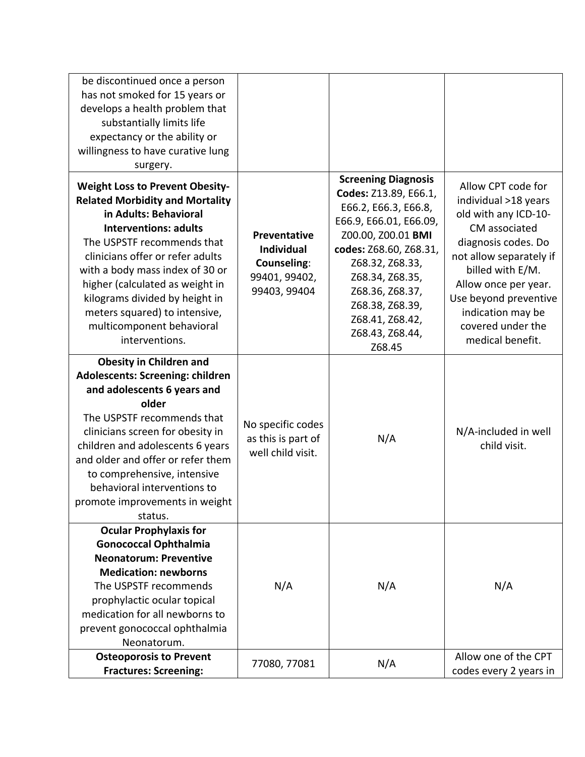| | | | |
|---|---|---|---|
| be discontinued once a person has not smoked for 15 years or develops a health problem that substantially limits life expectancy or the ability or willingness to have curative lung surgery. | | | |
| **Weight Loss to Prevent Obesity-Related Morbidity and Mortality in Adults: Behavioral Interventions: adults** The USPSTF recommends that clinicians offer or refer adults with a body mass index of 30 or higher (calculated as weight in kilograms divided by height in meters squared) to intensive, multicomponent behavioral interventions. | **Preventative Individual Counseling**: 99401, 99402, 99403, 99404 | **Screening Diagnosis Codes:** Z13.89, E66.1, E66.2, E66.3, E66.8, E66.9, E66.01, E66.09, Z00.00, Z00.01 **BMI codes:** Z68.60, Z68.31, Z68.32, Z68.33, Z68.34, Z68.35, Z68.36, Z68.37, Z68.38, Z68.39, Z68.41, Z68.42, Z68.43, Z68.44, Z68.45 | Allow CPT code for individual >18 years old with any ICD-10-CM associated diagnosis codes. Do not allow separately if billed with E/M. Allow once per year. Use beyond preventive indication may be covered under the medical benefit. |
| **Obesity in Children and Adolescents: Screening: children and adolescents 6 years and older** The USPSTF recommends that clinicians screen for obesity in children and adolescents 6 years and older and offer or refer them to comprehensive, intensive behavioral interventions to promote improvements in weight status. | No specific codes as this is part of well child visit. | N/A | N/A-included in well child visit. |
| **Ocular Prophylaxis for Gonococcal Ophthalmia Neonatorum: Preventive Medication: newborns** The USPSTF recommends prophylactic ocular topical medication for all newborns to prevent gonococcal ophthalmia Neonatorum. | N/A | N/A | N/A |
| **Osteoporosis to Prevent Fractures: Screening:** | 77080, 77081 | N/A | Allow one of the CPT codes every 2 years in |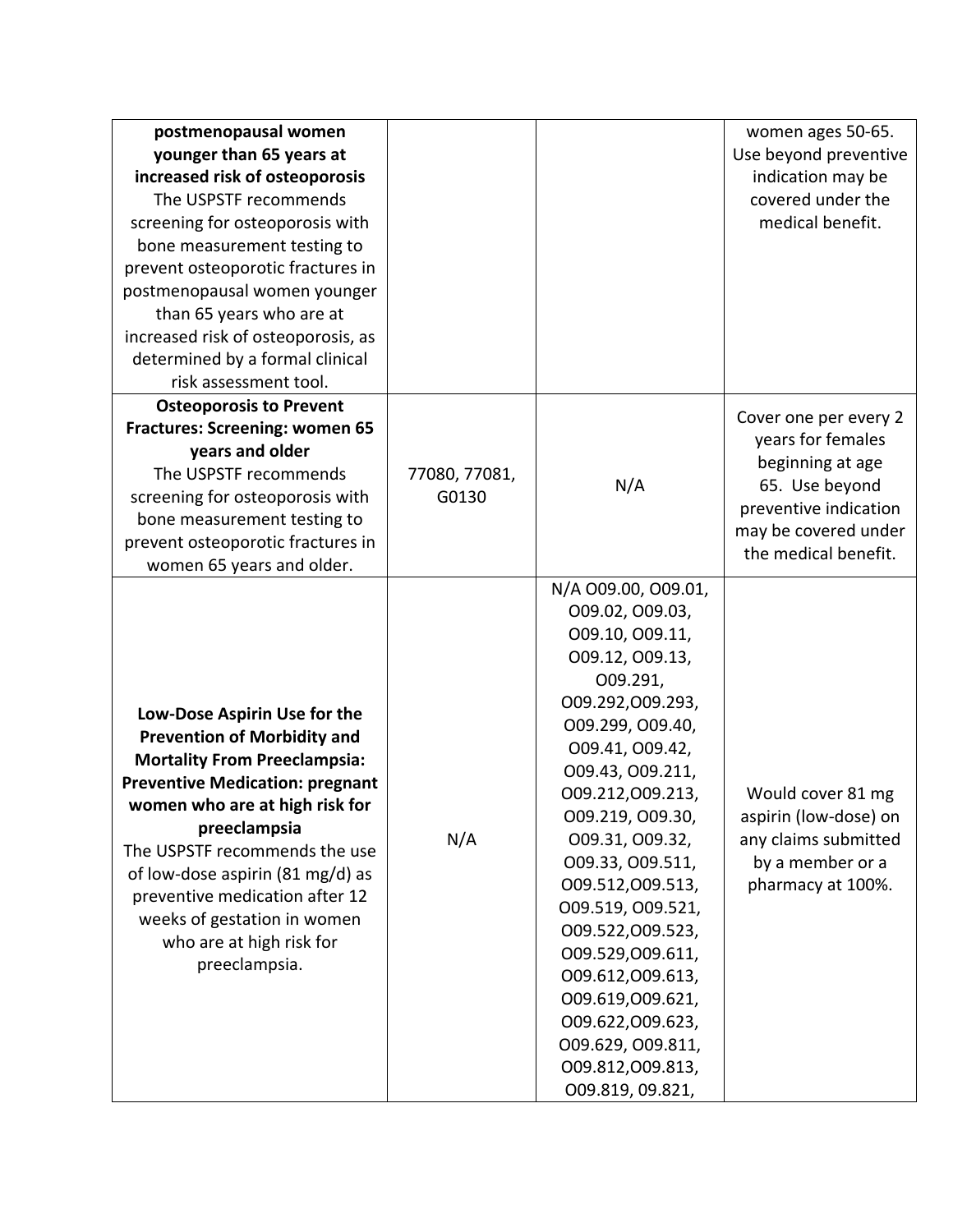| | | | |
|---|---|---|---|
| **postmenopausal women younger than 65 years at increased risk of osteoporosis** The USPSTF recommends screening for osteoporosis with bone measurement testing to prevent osteoporotic fractures in postmenopausal women younger than 65 years who are at increased risk of osteoporosis, as determined by a formal clinical risk assessment tool. | | | women ages 50-65. Use beyond preventive indication may be covered under the medical benefit. |
| **Osteoporosis to Prevent Fractures: Screening: women 65 years and older** The USPSTF recommends screening for osteoporosis with bone measurement testing to prevent osteoporotic fractures in women 65 years and older. | 77080, 77081, G0130 | N/A | Cover one per every 2 years for females beginning at age 65. Use beyond preventive indication may be covered under the medical benefit. |
| **Low-Dose Aspirin Use for the Prevention of Morbidity and Mortality From Preeclampsia: Preventive Medication: pregnant women who are at high risk for preeclampsia** The USPSTF recommends the use of low-dose aspirin (81 mg/d) as preventive medication after 12 weeks of gestation in women who are at high risk for preeclampsia. | N/A | N/A O09.00, O09.01, O09.02, O09.03, O09.10, O09.11, O09.12, O09.13, O09.291, O09.292,O09.293, O09.299, O09.40, O09.41, O09.42, O09.43, O09.211, O09.212,O09.213, O09.219, O09.30, O09.31, O09.32, O09.33, O09.511, O09.512,O09.513, O09.519, O09.521, O09.522,O09.523, O09.529,O09.611, O09.612,O09.613, O09.619,O09.621, O09.622,O09.623, O09.629, O09.811, O09.812,O09.813, O09.819, 09.821, | Would cover 81 mg aspirin (low-dose) on any claims submitted by a member or a pharmacy at 100%. |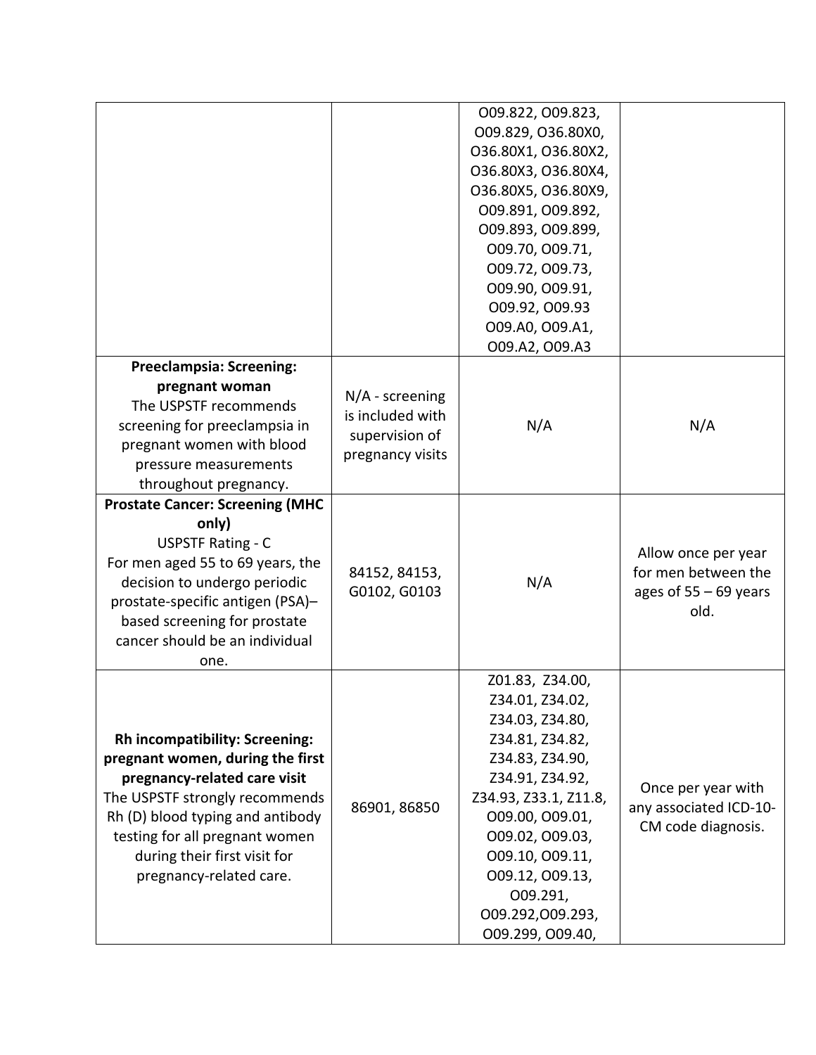| | | | |
|---|---|---|---|
| | | O09.822, O09.823, O09.829, O36.80X0, O36.80X1, O36.80X2, O36.80X3, O36.80X4, O36.80X5, O36.80X9, O09.891, O09.892, O09.893, O09.899, O09.70, O09.71, O09.72, O09.73, O09.90, O09.91, O09.92, O09.93 O09.A0, O09.A1, O09.A2, O09.A3 | |
| **Preeclampsia: Screening: pregnant woman** The USPSTF recommends screening for preeclampsia in pregnant women with blood pressure measurements throughout pregnancy. | N/A - screening is included with supervision of pregnancy visits | N/A | N/A |
| **Prostate Cancer: Screening (MHC only)** USPSTF Rating - C For men aged 55 to 69 years, the decision to undergo periodic prostate-specific antigen (PSA)–based screening for prostate cancer should be an individual one. | 84152, 84153, G0102, G0103 | N/A | Allow once per year for men between the ages of 55 – 69 years old. |
| **Rh incompatibility: Screening: pregnant women, during the first pregnancy-related care visit** The USPSTF strongly recommends Rh (D) blood typing and antibody testing for all pregnant women during their first visit for pregnancy-related care. | 86901, 86850 | Z01.83, Z34.00, Z34.01, Z34.02, Z34.03, Z34.80, Z34.81, Z34.82, Z34.83, Z34.90, Z34.91, Z34.92, Z34.93, Z33.1, Z11.8, O09.00, O09.01, O09.02, O09.03, O09.10, O09.11, O09.12, O09.13, O09.291, O09.292,O09.293, O09.299, O09.40, | Once per year with any associated ICD-10-CM code diagnosis. |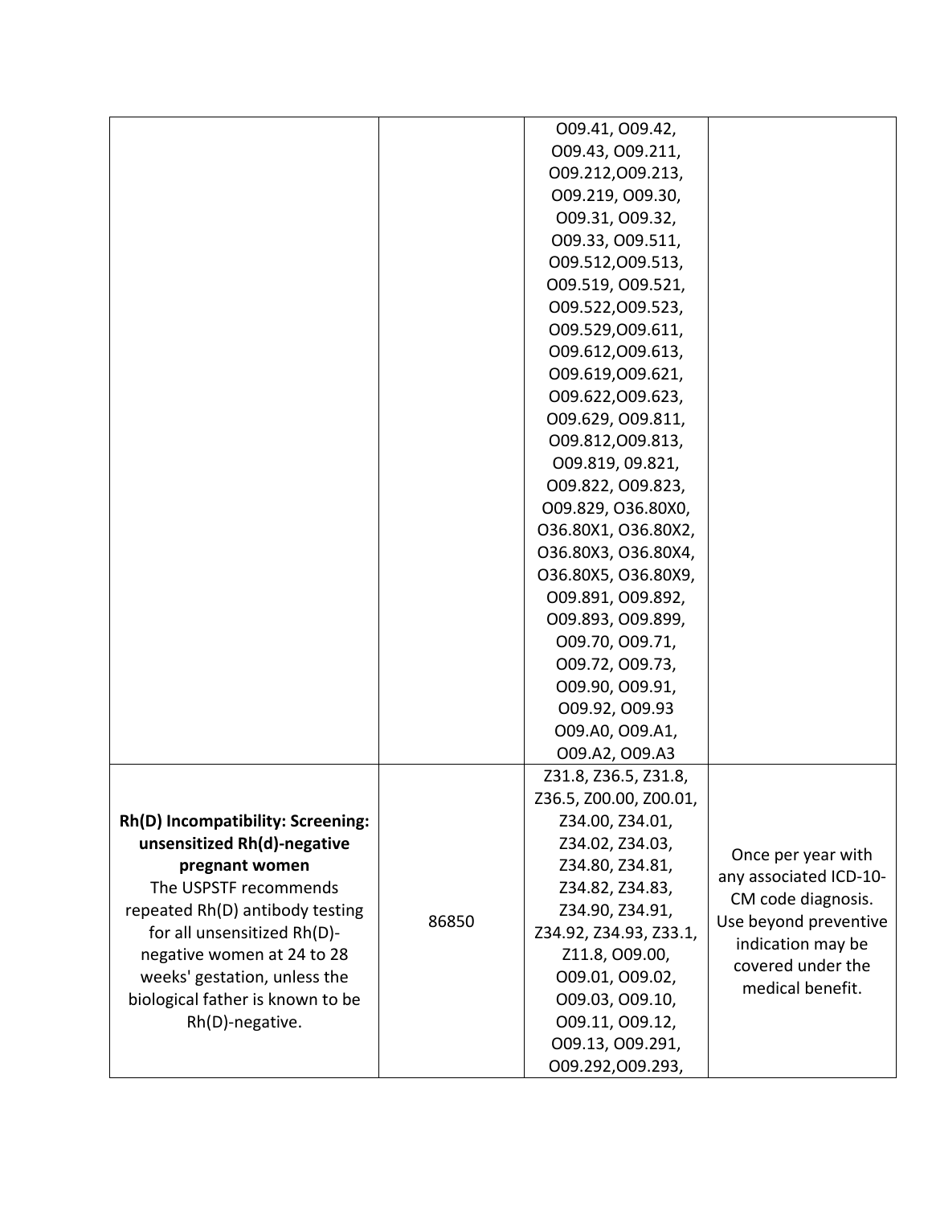| | | | |
|---|---|---|---|
| | | O09.41, O09.42, O09.43, O09.211, O09.212,O09.213, O09.219, O09.30, O09.31, O09.32, O09.33, O09.511, O09.512,O09.513, O09.519, O09.521, O09.522,O09.523, O09.529,O09.611, O09.612,O09.613, O09.619,O09.621, O09.622,O09.623, O09.629, O09.811, O09.812,O09.813, O09.819, 09.821, O09.822, O09.823, O09.829, O36.80X0, O36.80X1, O36.80X2, O36.80X3, O36.80X4, O36.80X5, O36.80X9, O09.891, O09.892, O09.893, O09.899, O09.70, O09.71, O09.72, O09.73, O09.90, O09.91, O09.92, O09.93 O09.A0, O09.A1, O09.A2, O09.A3 | |
| **Rh(D) Incompatibility: Screening: unsensitized Rh(d)-negative pregnant women** The USPSTF recommends repeated Rh(D) antibody testing for all unsensitized Rh(D)-negative women at 24 to 28 weeks' gestation, unless the biological father is known to be Rh(D)-negative. | 86850 | Z31.8, Z36.5, Z31.8, Z36.5, Z00.00, Z00.01, Z34.00, Z34.01, Z34.02, Z34.03, Z34.80, Z34.81, Z34.82, Z34.83, Z34.90, Z34.91, Z34.92, Z34.93, Z33.1, Z11.8, O09.00, O09.01, O09.02, O09.03, O09.10, O09.11, O09.12, O09.13, O09.291, O09.292,O09.293, | Once per year with any associated ICD-10-CM code diagnosis. Use beyond preventive indication may be covered under the medical benefit. |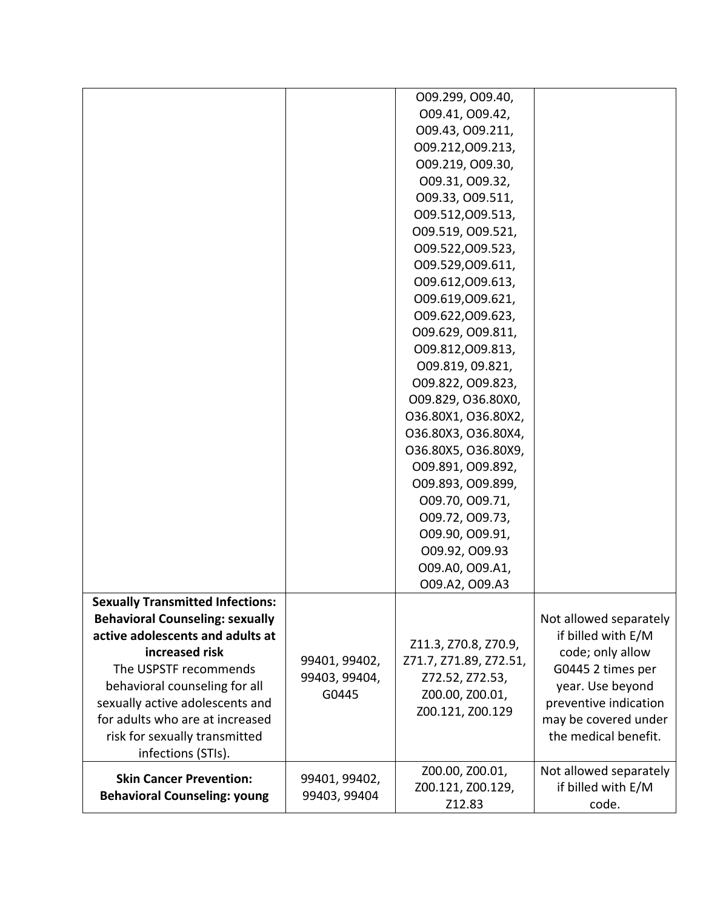| | | | |
|---|---|---|---|
| | | O09.299, O09.40, O09.41, O09.42, O09.43, O09.211, O09.212,O09.213, O09.219, O09.30, O09.31, O09.32, O09.33, O09.511, O09.512,O09.513, O09.519, O09.521, O09.522,O09.523, O09.529,O09.611, O09.612,O09.613, O09.619,O09.621, O09.622,O09.623, O09.629, O09.811, O09.812,O09.813, O09.819, 09.821, O09.822, O09.823, O09.829, O36.80X0, O36.80X1, O36.80X2, O36.80X3, O36.80X4, O36.80X5, O36.80X9, O09.891, O09.892, O09.893, O09.899, O09.70, O09.71, O09.72, O09.73, O09.90, O09.91, O09.92, O09.93 O09.A0, O09.A1, O09.A2, O09.A3 | |
| **Sexually Transmitted Infections: Behavioral Counseling: sexually active adolescents and adults at increased risk** The USPSTF recommends behavioral counseling for all sexually active adolescents and for adults who are at increased risk for sexually transmitted infections (STIs). | 99401, 99402, 99403, 99404, G0445 | Z11.3, Z70.8, Z70.9, Z71.7, Z71.89, Z72.51, Z72.52, Z72.53, Z00.00, Z00.01, Z00.121, Z00.129 | Not allowed separately if billed with E/M code; only allow G0445 2 times per year. Use beyond preventive indication may be covered under the medical benefit. |
| **Skin Cancer Prevention: Behavioral Counseling: young** | 99401, 99402, 99403, 99404 | Z00.00, Z00.01, Z00.121, Z00.129, Z12.83 | Not allowed separately if billed with E/M code. |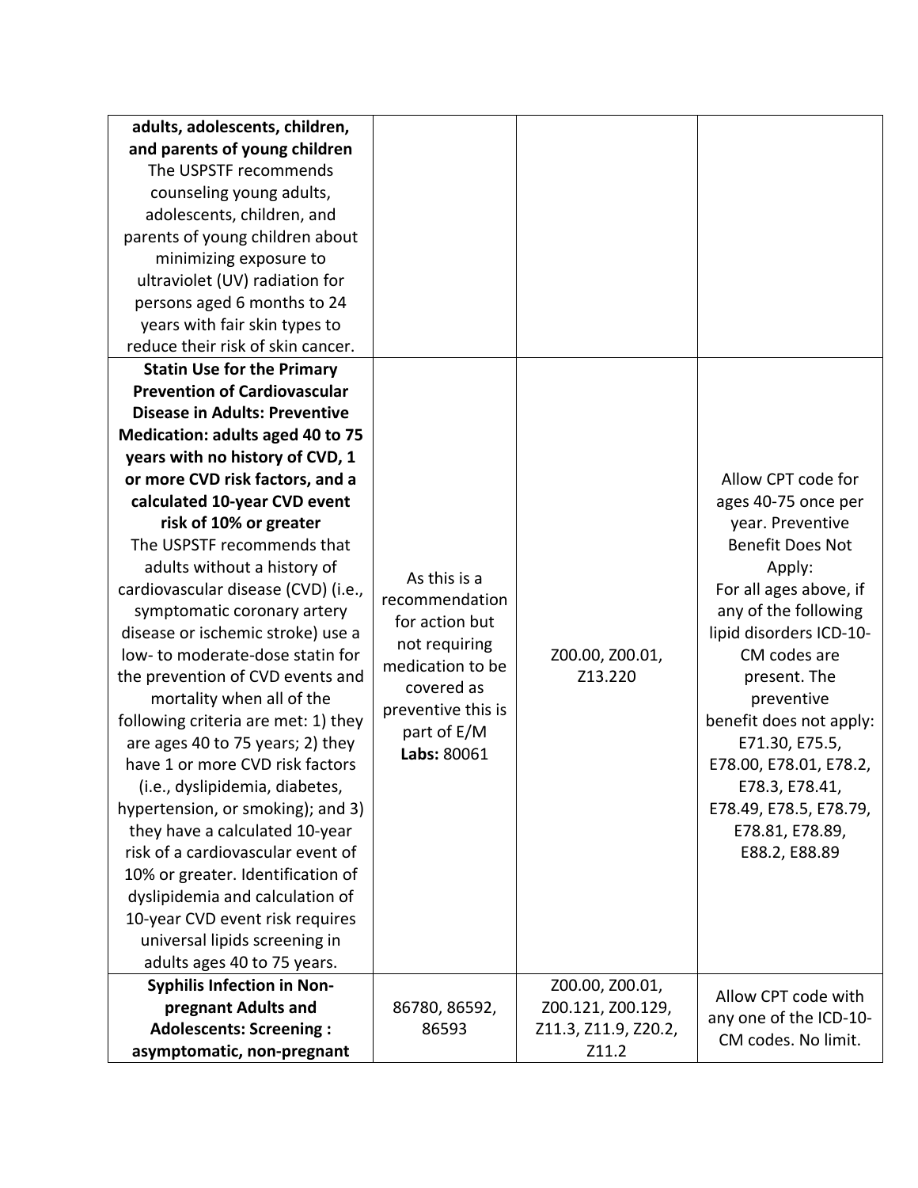| | | | |
|---|---|---|---|
| **adults, adolescents, children, and parents of young children** The USPSTF recommends counseling young adults, adolescents, children, and parents of young children about minimizing exposure to ultraviolet (UV) radiation for persons aged 6 months to 24 years with fair skin types to reduce their risk of skin cancer. | | | |
| **Statin Use for the Primary Prevention of Cardiovascular Disease in Adults: Preventive Medication: adults aged 40 to 75 years with no history of CVD, 1 or more CVD risk factors, and a calculated 10-year CVD event risk of 10% or greater** The USPSTF recommends that adults without a history of cardiovascular disease (CVD) (i.e., symptomatic coronary artery disease or ischemic stroke) use a low- to moderate-dose statin for the prevention of CVD events and mortality when all of the following criteria are met: 1) they are ages 40 to 75 years; 2) they have 1 or more CVD risk factors (i.e., dyslipidemia, diabetes, hypertension, or smoking); and 3) they have a calculated 10-year risk of a cardiovascular event of 10% or greater. Identification of dyslipidemia and calculation of 10-year CVD event risk requires universal lipids screening in adults ages 40 to 75 years. | As this is a recommendation for action but not requiring medication to be covered as preventive this is part of E/M **Labs:** 80061 | Z00.00, Z00.01, Z13.220 | Allow CPT code for ages 40-75 once per year. Preventive Benefit Does Not Apply: For all ages above, if any of the following lipid disorders ICD-10-CM codes are present. The preventive benefit does not apply: E71.30, E75.5, E78.00, E78.01, E78.2, E78.3, E78.41, E78.49, E78.5, E78.79, E78.81, E78.89, E88.2, E88.89 |
| **Syphilis Infection in Non-pregnant Adults and Adolescents: Screening : asymptomatic, non-pregnant** | 86780, 86592, 86593 | Z00.00, Z00.01, Z00.121, Z00.129, Z11.3, Z11.9, Z20.2, Z11.2 | Allow CPT code with any one of the ICD-10-CM codes. No limit. |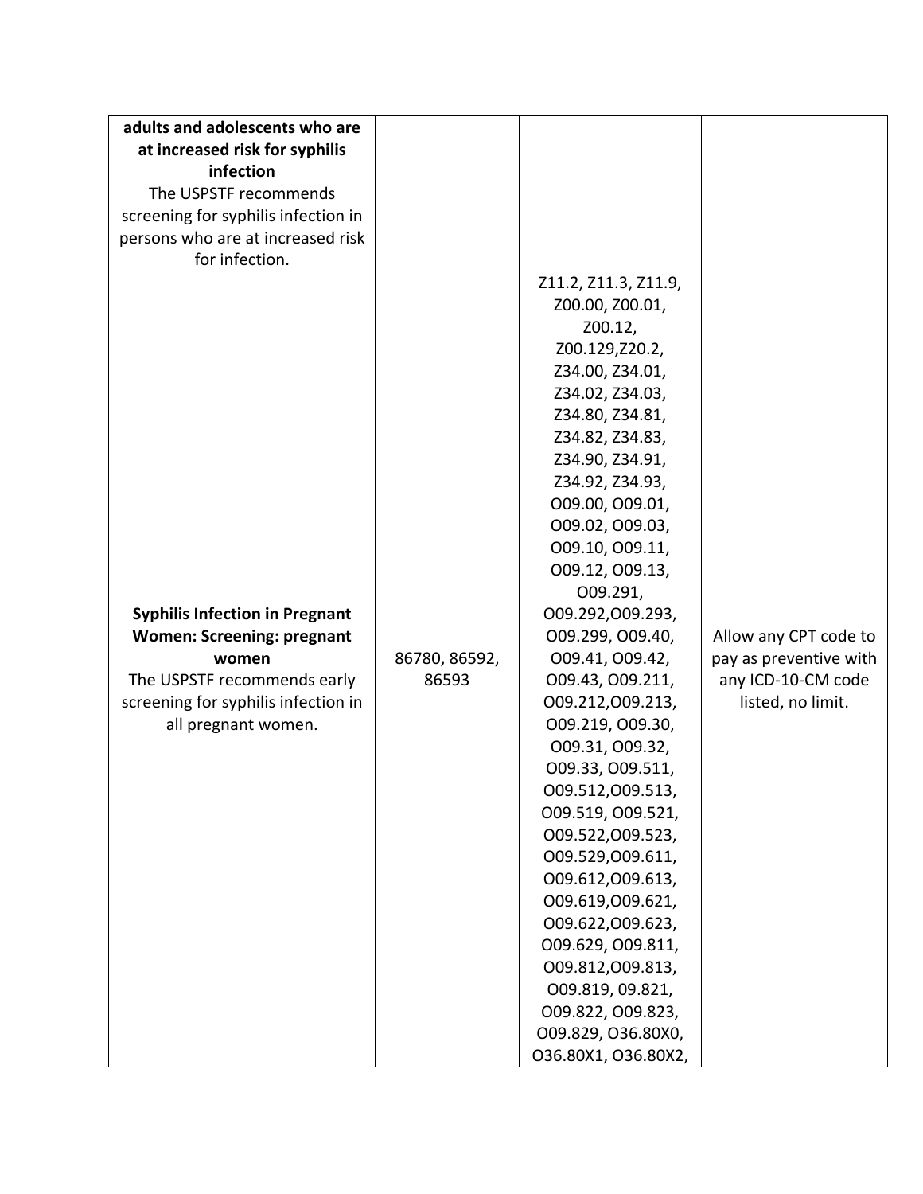| | | | |
|---|---|---|---|
| **adults and adolescents who are at increased risk for syphilis infection** The USPSTF recommends screening for syphilis infection in persons who are at increased risk for infection. | | | |
| **Syphilis Infection in Pregnant Women: Screening: pregnant women** The USPSTF recommends early screening for syphilis infection in all pregnant women. | 86780, 86592, 86593 | Z11.2, Z11.3, Z11.9, Z00.00, Z00.01, Z00.12, Z00.129,Z20.2, Z34.00, Z34.01, Z34.02, Z34.03, Z34.80, Z34.81, Z34.82, Z34.83, Z34.90, Z34.91, Z34.92, Z34.93, O09.00, O09.01, O09.02, O09.03, O09.10, O09.11, O09.12, O09.13, O09.291, O09.292,O09.293, O09.299, O09.40, O09.41, O09.42, O09.43, O09.211, O09.212,O09.213, O09.219, O09.30, O09.31, O09.32, O09.33, O09.511, O09.512,O09.513, O09.519, O09.521, O09.522,O09.523, O09.529,O09.611, O09.612,O09.613, O09.619,O09.621, O09.622,O09.623, O09.629, O09.811, O09.812,O09.813, O09.819, 09.821, O09.822, O09.823, O09.829, O36.80X0, O36.80X1, O36.80X2, | Allow any CPT code to pay as preventive with any ICD-10-CM code listed, no limit. |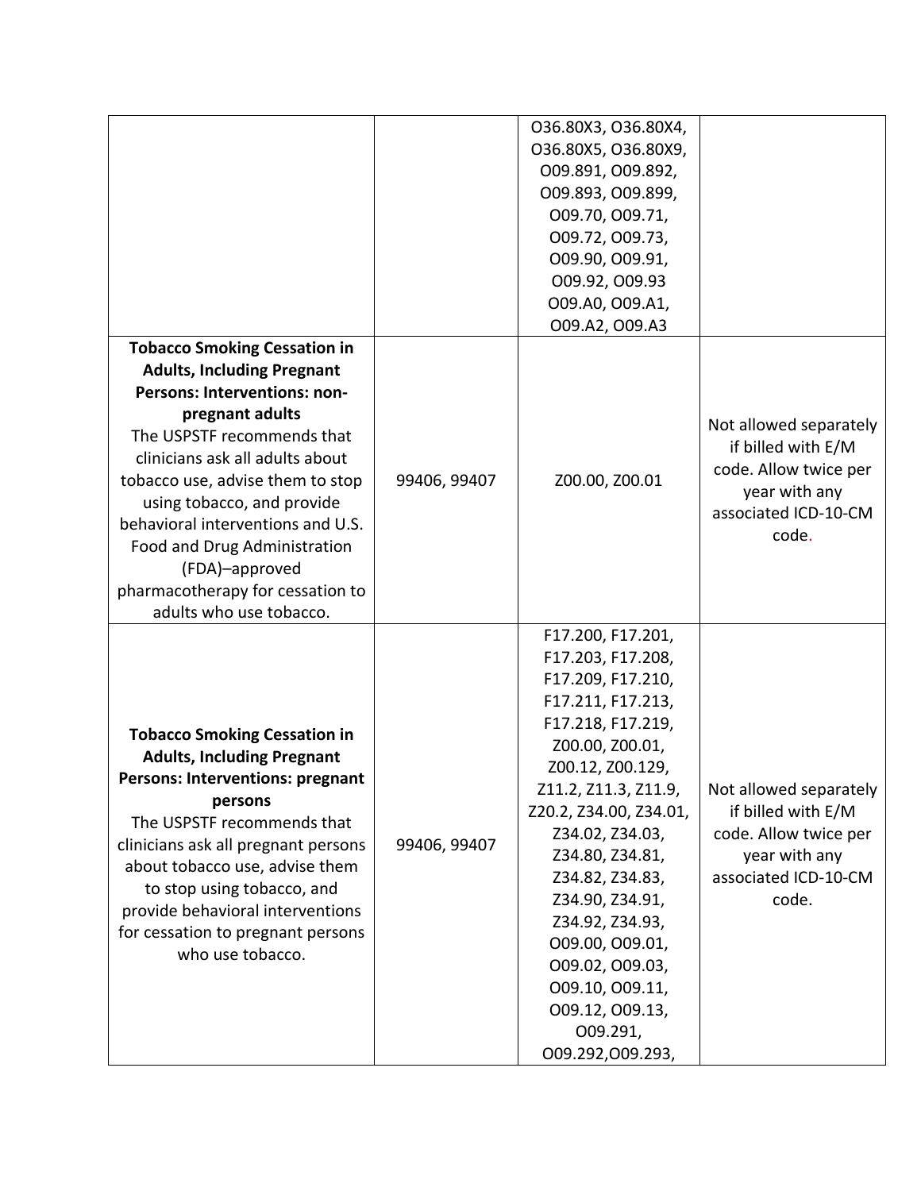| | | | |
|---|---|---|---|
| | | O36.80X3, O36.80X4, O36.80X5, O36.80X9, O09.891, O09.892, O09.893, O09.899, O09.70, O09.71, O09.72, O09.73, O09.90, O09.91, O09.92, O09.93 O09.A0, O09.A1, O09.A2, O09.A3 | |
| **Tobacco Smoking Cessation in Adults, Including Pregnant Persons: Interventions: non-pregnant adults** The USPSTF recommends that clinicians ask all adults about tobacco use, advise them to stop using tobacco, and provide behavioral interventions and U.S. Food and Drug Administration (FDA)–approved pharmacotherapy for cessation to adults who use tobacco. | 99406, 99407 | Z00.00, Z00.01 | Not allowed separately if billed with E/M code. Allow twice per year with any associated ICD-10-CM code. |
| **Tobacco Smoking Cessation in Adults, Including Pregnant Persons: Interventions: pregnant persons** The USPSTF recommends that clinicians ask all pregnant persons about tobacco use, advise them to stop using tobacco, and provide behavioral interventions for cessation to pregnant persons who use tobacco. | 99406, 99407 | F17.200, F17.201, F17.203, F17.208, F17.209, F17.210, F17.211, F17.213, F17.218, F17.219, Z00.00, Z00.01, Z00.12, Z00.129, Z11.2, Z11.3, Z11.9, Z20.2, Z34.00, Z34.01, Z34.02, Z34.03, Z34.80, Z34.81, Z34.82, Z34.83, Z34.90, Z34.91, Z34.92, Z34.93, O09.00, O09.01, O09.02, O09.03, O09.10, O09.11, O09.12, O09.13, O09.291, O09.292,O09.293, | Not allowed separately if billed with E/M code. Allow twice per year with any associated ICD-10-CM code. |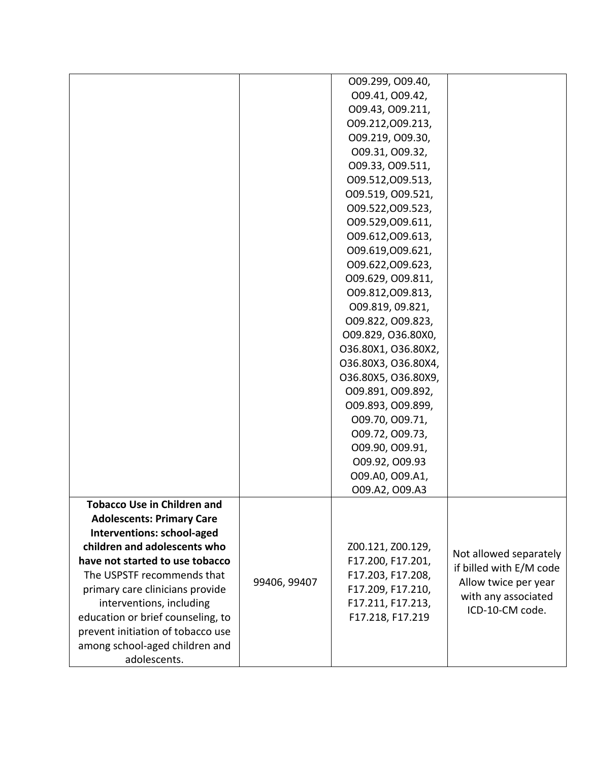| | | | |
|---|---|---|---|
| | | O09.299, O09.40, O09.41, O09.42, O09.43, O09.211, O09.212,O09.213, O09.219, O09.30, O09.31, O09.32, O09.33, O09.511, O09.512,O09.513, O09.519, O09.521, O09.522,O09.523, O09.529,O09.611, O09.612,O09.613, O09.619,O09.621, O09.622,O09.623, O09.629, O09.811, O09.812,O09.813, O09.819, 09.821, O09.822, O09.823, O09.829, O36.80X0, O36.80X1, O36.80X2, O36.80X3, O36.80X4, O36.80X5, O36.80X9, O09.891, O09.892, O09.893, O09.899, O09.70, O09.71, O09.72, O09.73, O09.90, O09.91, O09.92, O09.93 O09.A0, O09.A1, O09.A2, O09.A3 | |
| **Tobacco Use in Children and Adolescents: Primary Care Interventions: school-aged children and adolescents who have not started to use tobacco** The USPSTF recommends that primary care clinicians provide interventions, including education or brief counseling, to prevent initiation of tobacco use among school-aged children and adolescents. | 99406, 99407 | Z00.121, Z00.129, F17.200, F17.201, F17.203, F17.208, F17.209, F17.210, F17.211, F17.213, F17.218, F17.219 | Not allowed separately if billed with E/M code Allow twice per year with any associated ICD-10-CM code. |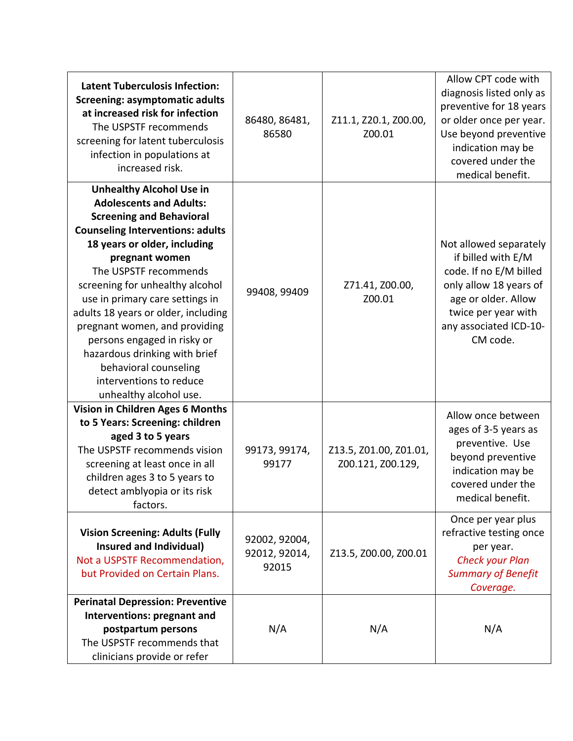| **Latent Tuberculosis Infection: Screening: asymptomatic adults at increased risk for infection** The USPSTF recommends screening for latent tuberculosis infection in populations at increased risk. | 86480, 86481, 86580 | Z11.1, Z20.1, Z00.00, Z00.01 | Allow CPT code with diagnosis listed only as preventive for 18 years or older once per year. Use beyond preventive indication may be covered under the medical benefit. |
|---|---|---|---|
| **Unhealthy Alcohol Use in Adolescents and Adults: Screening and Behavioral Counseling Interventions: adults 18 years or older, including pregnant women** The USPSTF recommends screening for unhealthy alcohol use in primary care settings in adults 18 years or older, including pregnant women, and providing persons engaged in risky or hazardous drinking with brief behavioral counseling interventions to reduce unhealthy alcohol use. | 99408, 99409 | Z71.41, Z00.00, Z00.01 | Not allowed separately if billed with E/M code. If no E/M billed only allow 18 years of age or older. Allow twice per year with any associated ICD-10-CM code. |
| **Vision in Children Ages 6 Months to 5 Years: Screening: children aged 3 to 5 years** The USPSTF recommends vision screening at least once in all children ages 3 to 5 years to detect amblyopia or its risk factors. | 99173, 99174, 99177 | Z13.5, Z01.00, Z01.01, Z00.121, Z00.129, | Allow once between ages of 3-5 years as preventive. Use beyond preventive indication may be covered under the medical benefit. |
| **Vision Screening: Adults (Fully Insured and Individual)** Not a USPSTF Recommendation, but Provided on Certain Plans. | 92002, 92004, 92012, 92014, 92015 | Z13.5, Z00.00, Z00.01 | Once per year plus refractive testing once per year. *Check your Plan Summary of Benefit Coverage.* |
| **Perinatal Depression: Preventive Interventions: pregnant and postpartum persons** The USPSTF recommends that clinicians provide or refer | N/A | N/A | N/A |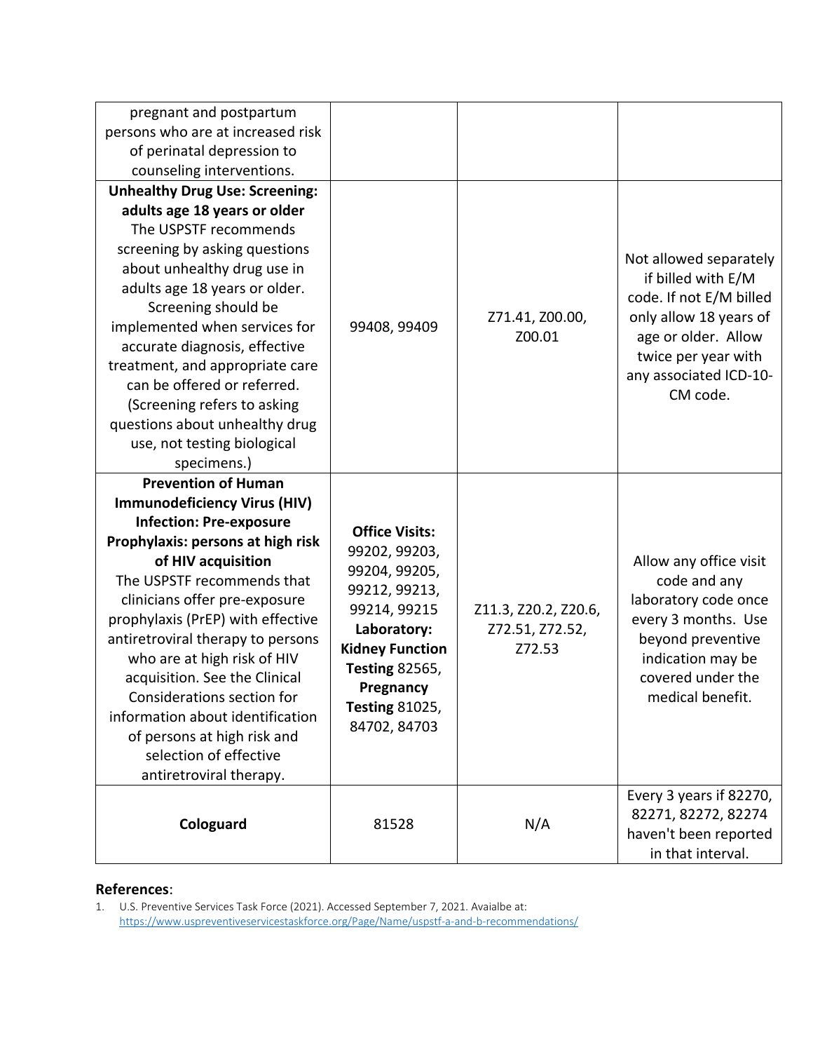| | | | |
|---|---|---|---|
| pregnant and postpartum persons who are at increased risk of perinatal depression to counseling interventions. | | | |
| **Unhealthy Drug Use: Screening: adults age 18 years or older** The USPSTF recommends screening by asking questions about unhealthy drug use in adults age 18 years or older. Screening should be implemented when services for accurate diagnosis, effective treatment, and appropriate care can be offered or referred. (Screening refers to asking questions about unhealthy drug use, not testing biological specimens.) | 99408, 99409 | Z71.41, Z00.00, Z00.01 | Not allowed separately if billed with E/M code. If not E/M billed only allow 18 years of age or older. Allow twice per year with any associated ICD-10-CM code. |
| **Prevention of Human Immunodeficiency Virus (HIV) Infection: Pre-exposure Prophylaxis: persons at high risk of HIV acquisition** The USPSTF recommends that clinicians offer pre-exposure prophylaxis (PrEP) with effective antiretroviral therapy to persons who are at high risk of HIV acquisition. See the Clinical Considerations section for information about identification of persons at high risk and selection of effective antiretroviral therapy. | **Office Visits:** 99202, 99203, 99204, 99205, 99212, 99213, 99214, 99215 **Laboratory: Kidney Function Testing** 82565, **Pregnancy Testing** 81025, 84702, 84703 | Z11.3, Z20.2, Z20.6, Z72.51, Z72.52, Z72.53 | Allow any office visit code and any laboratory code once every 3 months. Use beyond preventive indication may be covered under the medical benefit. |
| **Cologuard** | 81528 | N/A | Every 3 years if 82270, 82271, 82272, 82274 haven't been reported in that interval. |

**References**:

1. U.S. Preventive Services Task Force (2021). Accessed September 7, 2021. Avaialbe at: https://www.uspreventiveservicestaskforce.org/Page/Name/uspstf-a-and-b-recommendations/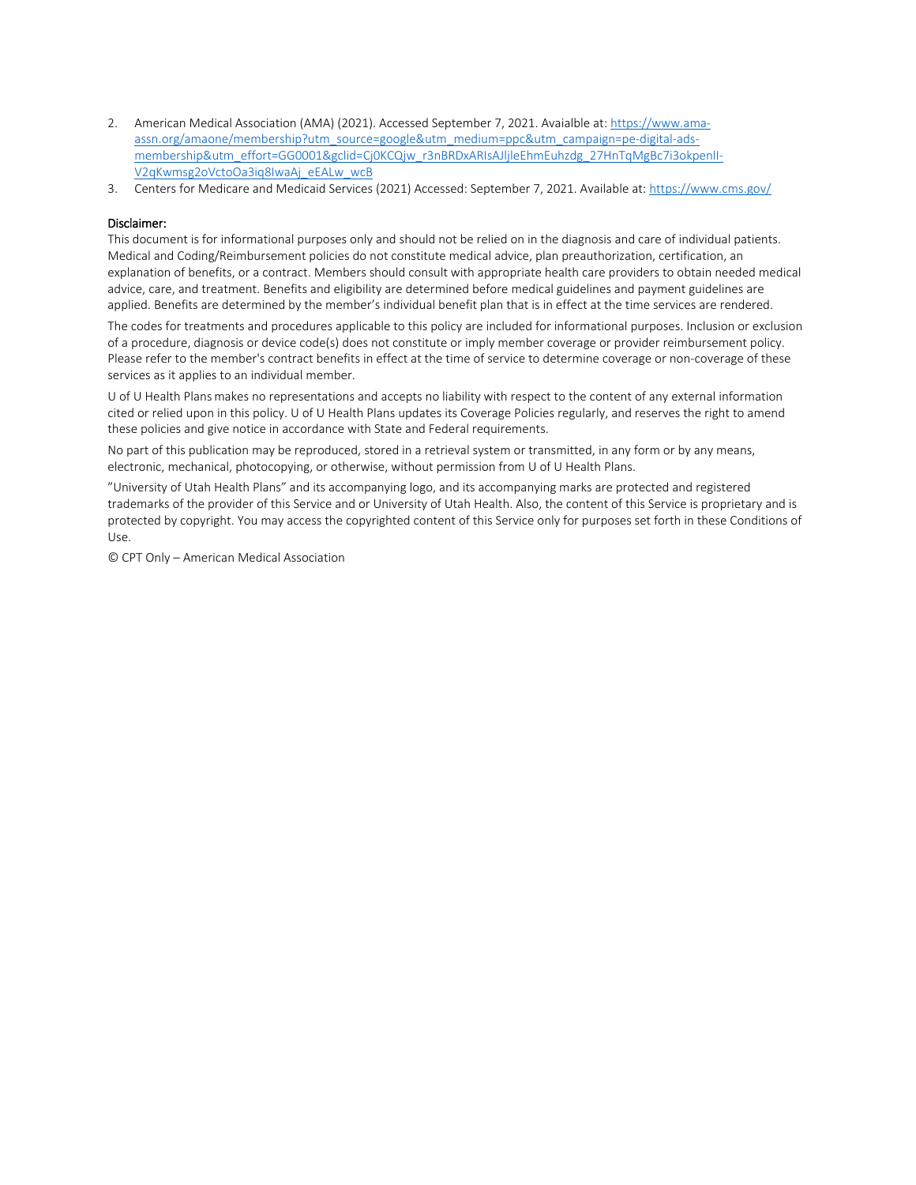2. American Medical Association (AMA) (2021). Accessed September 7, 2021. Avaialble at: https://www.ama-assn.org/amaone/membership?utm_source=google&utm_medium=ppc&utm_campaign=pe-digital-ads-membership&utm_effort=GG0001&gclid=Cj0KCQjw_r3nBRDxARIsAJljleEhmEuhzdg_27HnTqMgBc7i3okpenlI-V2qKwmsg2oVctoOa3iq8IwaAj_eEALw_wcB
3. Centers for Medicare and Medicaid Services (2021) Accessed: September 7, 2021. Available at: https://www.cms.gov/

Disclaimer:

This document is for informational purposes only and should not be relied on in the diagnosis and care of individual patients. Medical and Coding/Reimbursement policies do not constitute medical advice, plan preauthorization, certification, an explanation of benefits, or a contract. Members should consult with appropriate health care providers to obtain needed medical advice, care, and treatment. Benefits and eligibility are determined before medical guidelines and payment guidelines are applied. Benefits are determined by the member's individual benefit plan that is in effect at the time services are rendered.

The codes for treatments and procedures applicable to this policy are included for informational purposes. Inclusion or exclusion of a procedure, diagnosis or device code(s) does not constitute or imply member coverage or provider reimbursement policy. Please refer to the member's contract benefits in effect at the time of service to determine coverage or non-coverage of these services as it applies to an individual member.

U of U Health Plans makes no representations and accepts no liability with respect to the content of any external information cited or relied upon in this policy. U of U Health Plans updates its Coverage Policies regularly, and reserves the right to amend these policies and give notice in accordance with State and Federal requirements.

No part of this publication may be reproduced, stored in a retrieval system or transmitted, in any form or by any means, electronic, mechanical, photocopying, or otherwise, without permission from U of U Health Plans.

"University of Utah Health Plans" and its accompanying logo, and its accompanying marks are protected and registered trademarks of the provider of this Service and or University of Utah Health. Also, the content of this Service is proprietary and is protected by copyright. You may access the copyrighted content of this Service only for purposes set forth in these Conditions of Use.

© CPT Only – American Medical Association